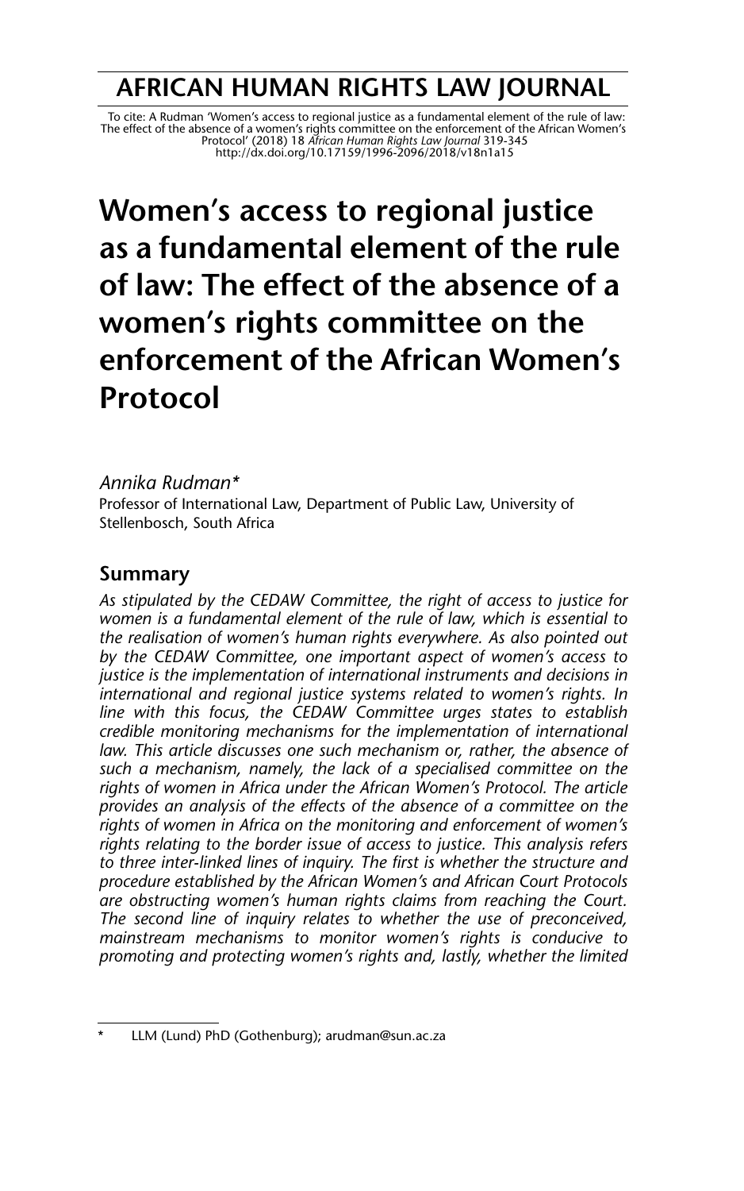# AFRICAN HUMAN RIGHTS LAW JOURNAL

To cite: A Rudman 'Women's access to regional justice as a fundamental element of the rule of law: The effect of the absence of a women's rights committee on the enforcement of the African Women's Protocol' (2018) 18 *African Human Rights Law Journal* 319-345
http://dx.doi.org/10.17159/1996-2096/2018/v18n1a15

# Women's access to regional justice as a fundamental element of the rule of law: The effect of the absence of a women's rights committee on the enforcement of the African Women's Protocol

*Annika Rudman**
Professor of International Law, Department of Public Law, University of Stellenbosch, South Africa

## Summary

*As stipulated by the CEDAW Committee, the right of access to justice for women is a fundamental element of the rule of law, which is essential to the realisation of women's human rights everywhere. As also pointed out by the CEDAW Committee, one important aspect of women's access to justice is the implementation of international instruments and decisions in international and regional justice systems related to women's rights. In line with this focus, the CEDAW Committee urges states to establish credible monitoring mechanisms for the implementation of international law. This article discusses one such mechanism or, rather, the absence of such a mechanism, namely, the lack of a specialised committee on the rights of women in Africa under the African Women's Protocol. The article provides an analysis of the effects of the absence of a committee on the rights of women in Africa on the monitoring and enforcement of women's rights relating to the border issue of access to justice. This analysis refers to three inter-linked lines of inquiry. The first is whether the structure and procedure established by the African Women's and African Court Protocols are obstructing women's human rights claims from reaching the Court. The second line of inquiry relates to whether the use of preconceived, mainstream mechanisms to monitor women's rights is conducive to promoting and protecting women's rights and, lastly, whether the limited*

\* LLM (Lund) PhD (Gothenburg); arudman@sun.ac.za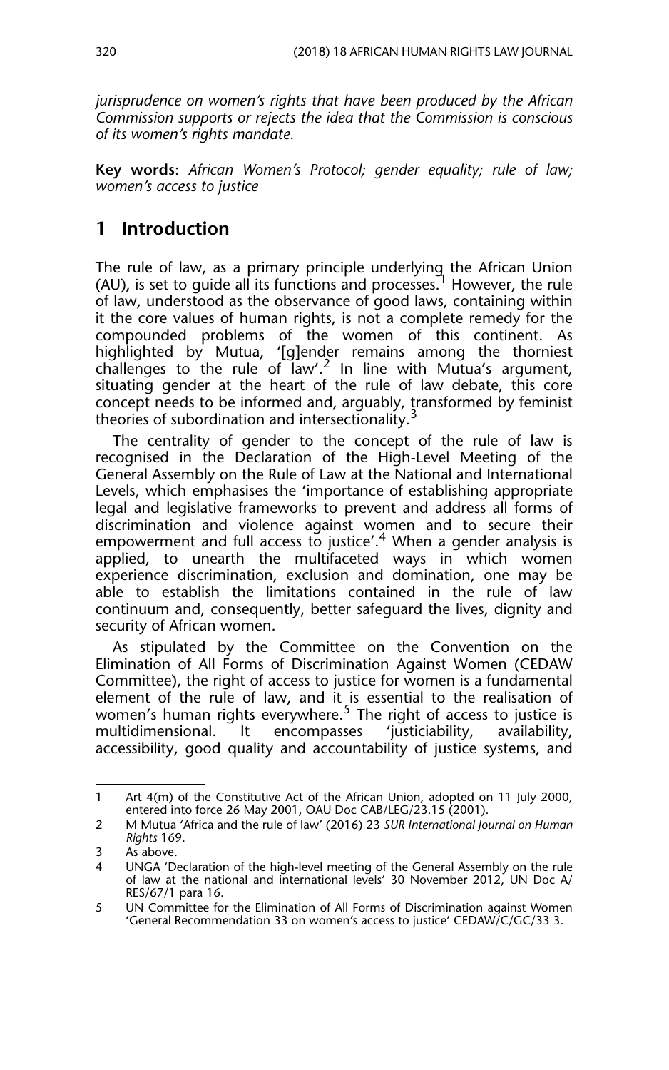*jurisprudence on women's rights that have been produced by the African Commission supports or rejects the idea that the Commission is conscious of its women's rights mandate.*

**Key words**: *African Women's Protocol; gender equality; rule of law; women's access to justice*

## 1 Introduction

The rule of law, as a primary principle underlying the African Union (AU), is set to guide all its functions and processes.[1] However, the rule of law, understood as the observance of good laws, containing within it the core values of human rights, is not a complete remedy for the compounded problems of the women of this continent. As highlighted by Mutua, '[g]ender remains among the thorniest challenges to the rule of law'.[2] In line with Mutua's argument, situating gender at the heart of the rule of law debate, this core concept needs to be informed and, arguably, transformed by feminist theories of subordination and intersectionality.[3]

The centrality of gender to the concept of the rule of law is recognised in the Declaration of the High-Level Meeting of the General Assembly on the Rule of Law at the National and International Levels, which emphasises the 'importance of establishing appropriate legal and legislative frameworks to prevent and address all forms of discrimination and violence against women and to secure their empowerment and full access to justice'.[4] When a gender analysis is applied, to unearth the multifaceted ways in which women experience discrimination, exclusion and domination, one may be able to establish the limitations contained in the rule of law continuum and, consequently, better safeguard the lives, dignity and security of African women.

As stipulated by the Committee on the Convention on the Elimination of All Forms of Discrimination Against Women (CEDAW Committee), the right of access to justice for women is a fundamental element of the rule of law, and it is essential to the realisation of women's human rights everywhere.[5] The right of access to justice is multidimensional. It encompasses 'justiciability, availability, accessibility, good quality and accountability of justice systems, and

---

1 Art 4(m) of the Constitutive Act of the African Union, adopted on 11 July 2000, entered into force 26 May 2001, OAU Doc CAB/LEG/23.15 (2001).

2 M Mutua 'Africa and the rule of law' (2016) 23 *SUR International Journal on Human Rights* 169.

3 As above.

4 UNGA 'Declaration of the high-level meeting of the General Assembly on the rule of law at the national and international levels' 30 November 2012, UN Doc A/RES/67/1 para 16.

5 UN Committee for the Elimination of All Forms of Discrimination against Women 'General Recommendation 33 on women's access to justice' CEDAW/C/GC/33 3.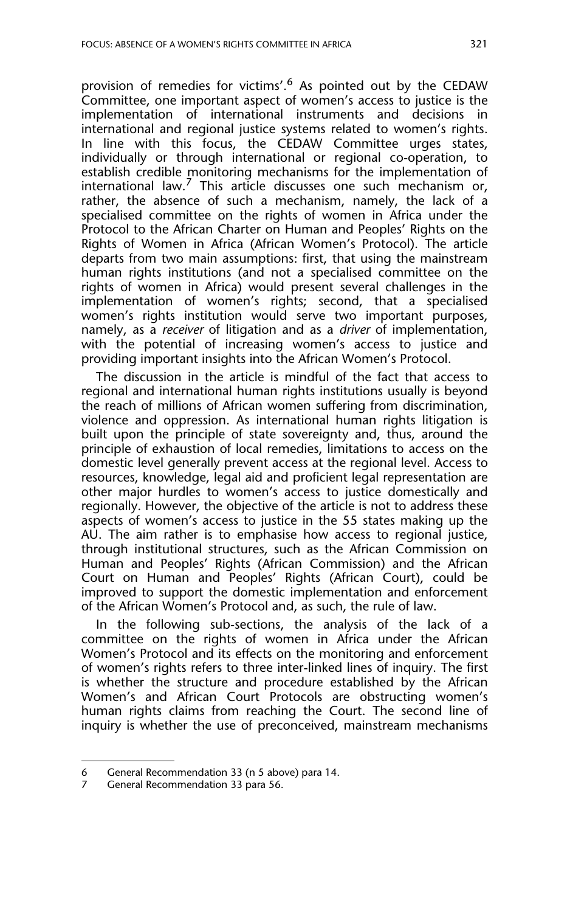provision of remedies for victims'.[6] As pointed out by the CEDAW Committee, one important aspect of women's access to justice is the implementation of international instruments and decisions in international and regional justice systems related to women's rights. In line with this focus, the CEDAW Committee urges states, individually or through international or regional co-operation, to establish credible monitoring mechanisms for the implementation of international law.[7] This article discusses one such mechanism or, rather, the absence of such a mechanism, namely, the lack of a specialised committee on the rights of women in Africa under the Protocol to the African Charter on Human and Peoples' Rights on the Rights of Women in Africa (African Women's Protocol). The article departs from two main assumptions: first, that using the mainstream human rights institutions (and not a specialised committee on the rights of women in Africa) would present several challenges in the implementation of women's rights; second, that a specialised women's rights institution would serve two important purposes, namely, as a *receiver* of litigation and as a *driver* of implementation, with the potential of increasing women's access to justice and providing important insights into the African Women's Protocol.

The discussion in the article is mindful of the fact that access to regional and international human rights institutions usually is beyond the reach of millions of African women suffering from discrimination, violence and oppression. As international human rights litigation is built upon the principle of state sovereignty and, thus, around the principle of exhaustion of local remedies, limitations to access on the domestic level generally prevent access at the regional level. Access to resources, knowledge, legal aid and proficient legal representation are other major hurdles to women's access to justice domestically and regionally. However, the objective of the article is not to address these aspects of women's access to justice in the 55 states making up the AU. The aim rather is to emphasise how access to regional justice, through institutional structures, such as the African Commission on Human and Peoples' Rights (African Commission) and the African Court on Human and Peoples' Rights (African Court), could be improved to support the domestic implementation and enforcement of the African Women's Protocol and, as such, the rule of law.

In the following sub-sections, the analysis of the lack of a committee on the rights of women in Africa under the African Women's Protocol and its effects on the monitoring and enforcement of women's rights refers to three inter-linked lines of inquiry. The first is whether the structure and procedure established by the African Women's and African Court Protocols are obstructing women's human rights claims from reaching the Court. The second line of inquiry is whether the use of preconceived, mainstream mechanisms

---

6 General Recommendation 33 (n 5 above) para 14.

7 General Recommendation 33 para 56.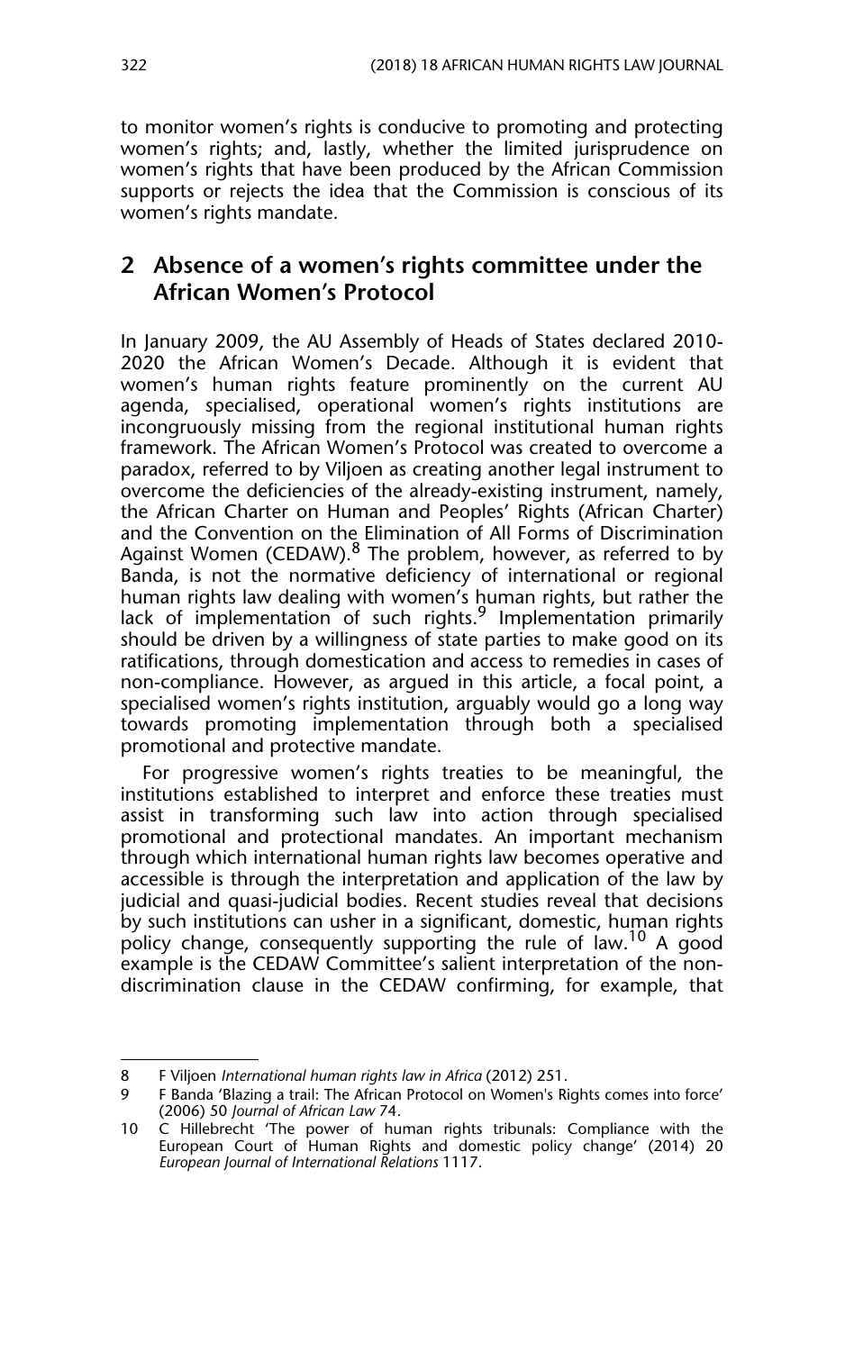to monitor women's rights is conducive to promoting and protecting women's rights; and, lastly, whether the limited jurisprudence on women's rights that have been produced by the African Commission supports or rejects the idea that the Commission is conscious of its women's rights mandate.

## 2 Absence of a women's rights committee under the African Women's Protocol

In January 2009, the AU Assembly of Heads of States declared 2010-2020 the African Women's Decade. Although it is evident that women's human rights feature prominently on the current AU agenda, specialised, operational women's rights institutions are incongruously missing from the regional institutional human rights framework. The African Women's Protocol was created to overcome a paradox, referred to by Viljoen as creating another legal instrument to overcome the deficiencies of the already-existing instrument, namely, the African Charter on Human and Peoples' Rights (African Charter) and the Convention on the Elimination of All Forms of Discrimination Against Women (CEDAW).[8] The problem, however, as referred to by Banda, is not the normative deficiency of international or regional human rights law dealing with women's human rights, but rather the lack of implementation of such rights.[9] Implementation primarily should be driven by a willingness of state parties to make good on its ratifications, through domestication and access to remedies in cases of non-compliance. However, as argued in this article, a focal point, a specialised women's rights institution, arguably would go a long way towards promoting implementation through both a specialised promotional and protective mandate.

For progressive women's rights treaties to be meaningful, the institutions established to interpret and enforce these treaties must assist in transforming such law into action through specialised promotional and protectional mandates. An important mechanism through which international human rights law becomes operative and accessible is through the interpretation and application of the law by judicial and quasi-judicial bodies. Recent studies reveal that decisions by such institutions can usher in a significant, domestic, human rights policy change, consequently supporting the rule of law.[10] A good example is the CEDAW Committee's salient interpretation of the non-discrimination clause in the CEDAW confirming, for example, that

---

8 F Viljoen *International human rights law in Africa* (2012) 251.

9 F Banda 'Blazing a trail: The African Protocol on Women's Rights comes into force' (2006) 50 *Journal of African Law* 74.

10 C Hillebrecht 'The power of human rights tribunals: Compliance with the European Court of Human Rights and domestic policy change' (2014) 20 *European Journal of International Relations* 1117.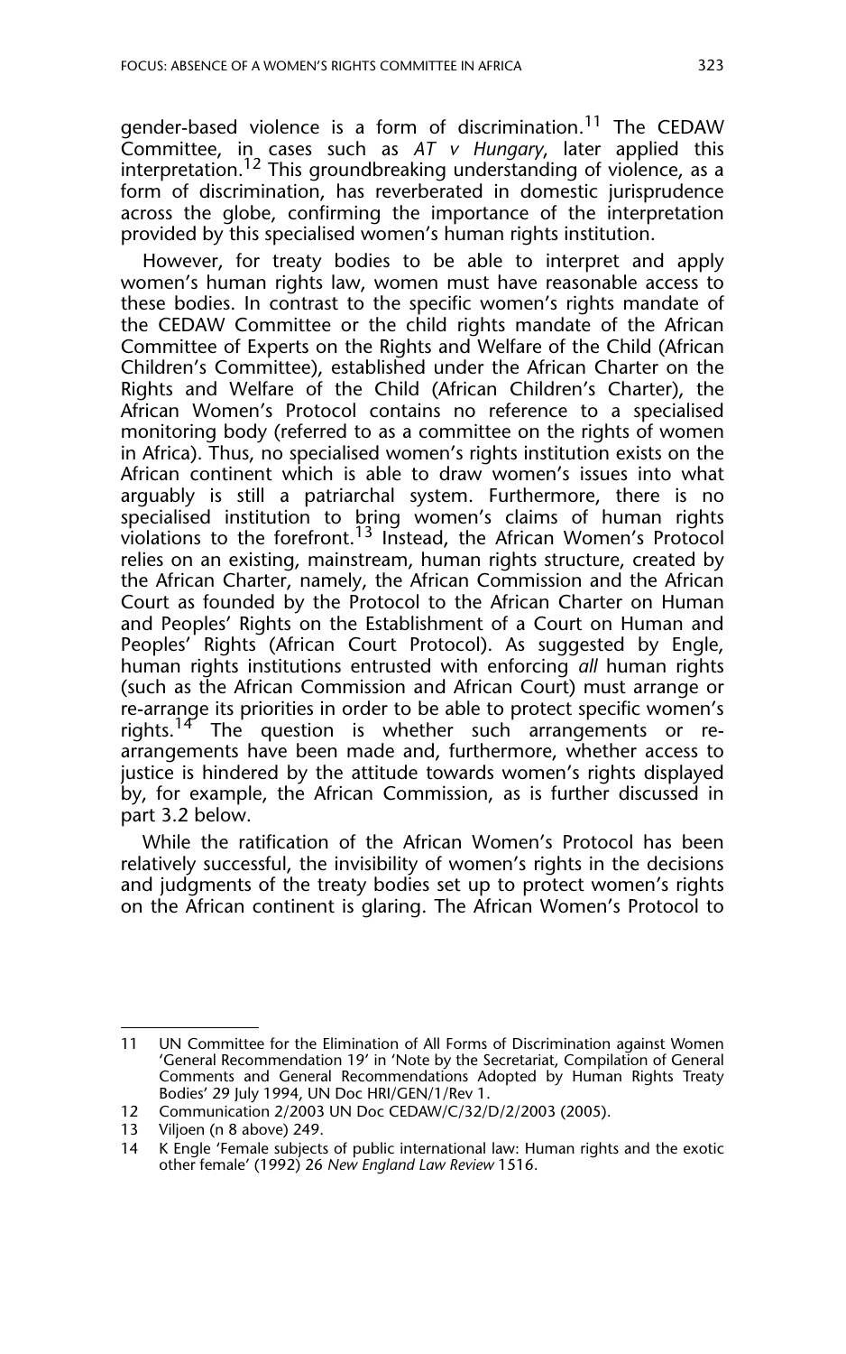gender-based violence is a form of discrimination.[11] The CEDAW Committee, in cases such as *AT v Hungary*, later applied this interpretation.[12] This groundbreaking understanding of violence, as a form of discrimination, has reverberated in domestic jurisprudence across the globe, confirming the importance of the interpretation provided by this specialised women's human rights institution.

However, for treaty bodies to be able to interpret and apply women's human rights law, women must have reasonable access to these bodies. In contrast to the specific women's rights mandate of the CEDAW Committee or the child rights mandate of the African Committee of Experts on the Rights and Welfare of the Child (African Children's Committee), established under the African Charter on the Rights and Welfare of the Child (African Children's Charter), the African Women's Protocol contains no reference to a specialised monitoring body (referred to as a committee on the rights of women in Africa). Thus, no specialised women's rights institution exists on the African continent which is able to draw women's issues into what arguably is still a patriarchal system. Furthermore, there is no specialised institution to bring women's claims of human rights violations to the forefront.[13] Instead, the African Women's Protocol relies on an existing, mainstream, human rights structure, created by the African Charter, namely, the African Commission and the African Court as founded by the Protocol to the African Charter on Human and Peoples' Rights on the Establishment of a Court on Human and Peoples' Rights (African Court Protocol). As suggested by Engle, human rights institutions entrusted with enforcing *all* human rights (such as the African Commission and African Court) must arrange or re-arrange its priorities in order to be able to protect specific women's rights.[14] The question is whether such arrangements or re-arrangements have been made and, furthermore, whether access to justice is hindered by the attitude towards women's rights displayed by, for example, the African Commission, as is further discussed in part 3.2 below.

While the ratification of the African Women's Protocol has been relatively successful, the invisibility of women's rights in the decisions and judgments of the treaty bodies set up to protect women's rights on the African continent is glaring. The African Women's Protocol to

---

11 UN Committee for the Elimination of All Forms of Discrimination against Women 'General Recommendation 19' in 'Note by the Secretariat, Compilation of General Comments and General Recommendations Adopted by Human Rights Treaty Bodies' 29 July 1994, UN Doc HRI/GEN/1/Rev 1.

12 Communication 2/2003 UN Doc CEDAW/C/32/D/2/2003 (2005).

13 Viljoen (n 8 above) 249.

14 K Engle 'Female subjects of public international law: Human rights and the exotic other female' (1992) 26 *New England Law Review* 1516.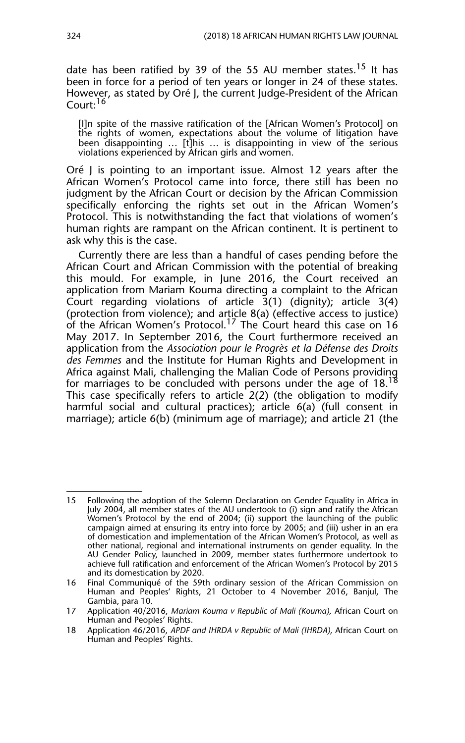date has been ratified by 39 of the 55 AU member states.[15] It has been in force for a period of ten years or longer in 24 of these states. However, as stated by Oré J, the current Judge-President of the African Court:[16]

> [I]n spite of the massive ratification of the [African Women's Protocol] on the rights of women, expectations about the volume of litigation have been disappointing … [t]his … is disappointing in view of the serious violations experienced by African girls and women.

Oré J is pointing to an important issue. Almost 12 years after the African Women's Protocol came into force, there still has been no judgment by the African Court or decision by the African Commission specifically enforcing the rights set out in the African Women's Protocol. This is notwithstanding the fact that violations of women's human rights are rampant on the African continent. It is pertinent to ask why this is the case.

Currently there are less than a handful of cases pending before the African Court and African Commission with the potential of breaking this mould. For example, in June 2016, the Court received an application from Mariam Kouma directing a complaint to the African Court regarding violations of article 3(1) (dignity); article 3(4) (protection from violence); and article 8(a) (effective access to justice) of the African Women's Protocol.[17] The Court heard this case on 16 May 2017. In September 2016, the Court furthermore received an application from the *Association pour le Progrès et la Défense des Droits des Femmes* and the Institute for Human Rights and Development in Africa against Mali, challenging the Malian Code of Persons providing for marriages to be concluded with persons under the age of 18.[18] This case specifically refers to article 2(2) (the obligation to modify harmful social and cultural practices); article 6(a) (full consent in marriage); article 6(b) (minimum age of marriage); and article 21 (the

---

15 Following the adoption of the Solemn Declaration on Gender Equality in Africa in July 2004, all member states of the AU undertook to (i) sign and ratify the African Women's Protocol by the end of 2004; (ii) support the launching of the public campaign aimed at ensuring its entry into force by 2005; and (iii) usher in an era of domestication and implementation of the African Women's Protocol, as well as other national, regional and international instruments on gender equality. In the AU Gender Policy, launched in 2009, member states furthermore undertook to achieve full ratification and enforcement of the African Women's Protocol by 2015 and its domestication by 2020.

16 Final Communiqué of the 59th ordinary session of the African Commission on Human and Peoples' Rights, 21 October to 4 November 2016, Banjul, The Gambia, para 10.

17 Application 40/2016, *Mariam Kouma v Republic of Mali (Kouma),* African Court on Human and Peoples' Rights.

18 Application 46/2016, *APDF and IHRDA v Republic of Mali (IHRDA),* African Court on Human and Peoples' Rights.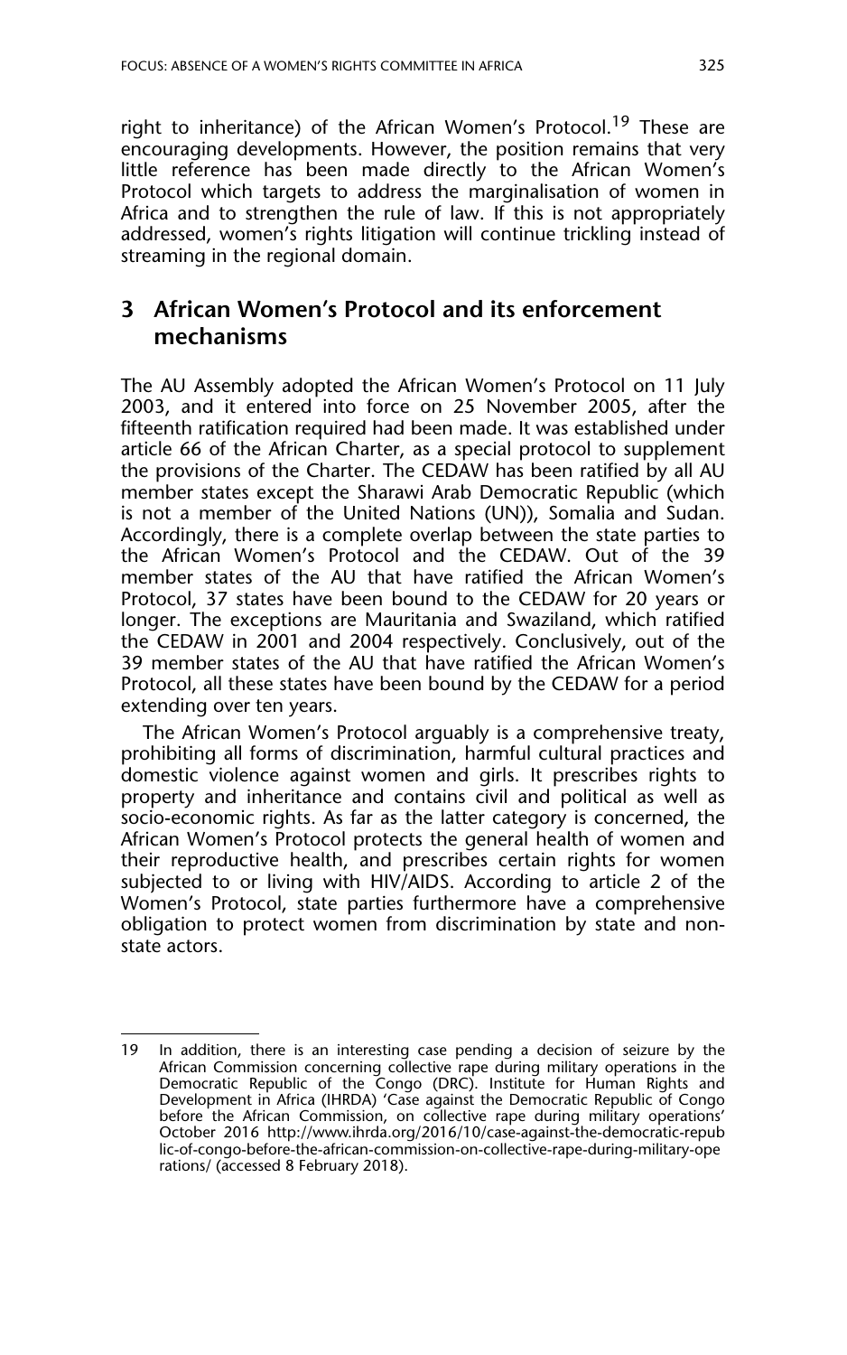right to inheritance) of the African Women's Protocol.[19] These are encouraging developments. However, the position remains that very little reference has been made directly to the African Women's Protocol which targets to address the marginalisation of women in Africa and to strengthen the rule of law. If this is not appropriately addressed, women's rights litigation will continue trickling instead of streaming in the regional domain.

## 3 African Women's Protocol and its enforcement mechanisms

The AU Assembly adopted the African Women's Protocol on 11 July 2003, and it entered into force on 25 November 2005, after the fifteenth ratification required had been made. It was established under article 66 of the African Charter, as a special protocol to supplement the provisions of the Charter. The CEDAW has been ratified by all AU member states except the Sharawi Arab Democratic Republic (which is not a member of the United Nations (UN)), Somalia and Sudan. Accordingly, there is a complete overlap between the state parties to the African Women's Protocol and the CEDAW. Out of the 39 member states of the AU that have ratified the African Women's Protocol, 37 states have been bound to the CEDAW for 20 years or longer. The exceptions are Mauritania and Swaziland, which ratified the CEDAW in 2001 and 2004 respectively. Conclusively, out of the 39 member states of the AU that have ratified the African Women's Protocol, all these states have been bound by the CEDAW for a period extending over ten years.

The African Women's Protocol arguably is a comprehensive treaty, prohibiting all forms of discrimination, harmful cultural practices and domestic violence against women and girls. It prescribes rights to property and inheritance and contains civil and political as well as socio-economic rights. As far as the latter category is concerned, the African Women's Protocol protects the general health of women and their reproductive health, and prescribes certain rights for women subjected to or living with HIV/AIDS. According to article 2 of the Women's Protocol, state parties furthermore have a comprehensive obligation to protect women from discrimination by state and non-state actors.

---

19 In addition, there is an interesting case pending a decision of seizure by the African Commission concerning collective rape during military operations in the Democratic Republic of the Congo (DRC). Institute for Human Rights and Development in Africa (IHRDA) 'Case against the Democratic Republic of Congo before the African Commission, on collective rape during military operations' October 2016 http://www.ihrda.org/2016/10/case-against-the-democratic-republic-of-congo-before-the-african-commission-on-collective-rape-during-military-operations/ (accessed 8 February 2018).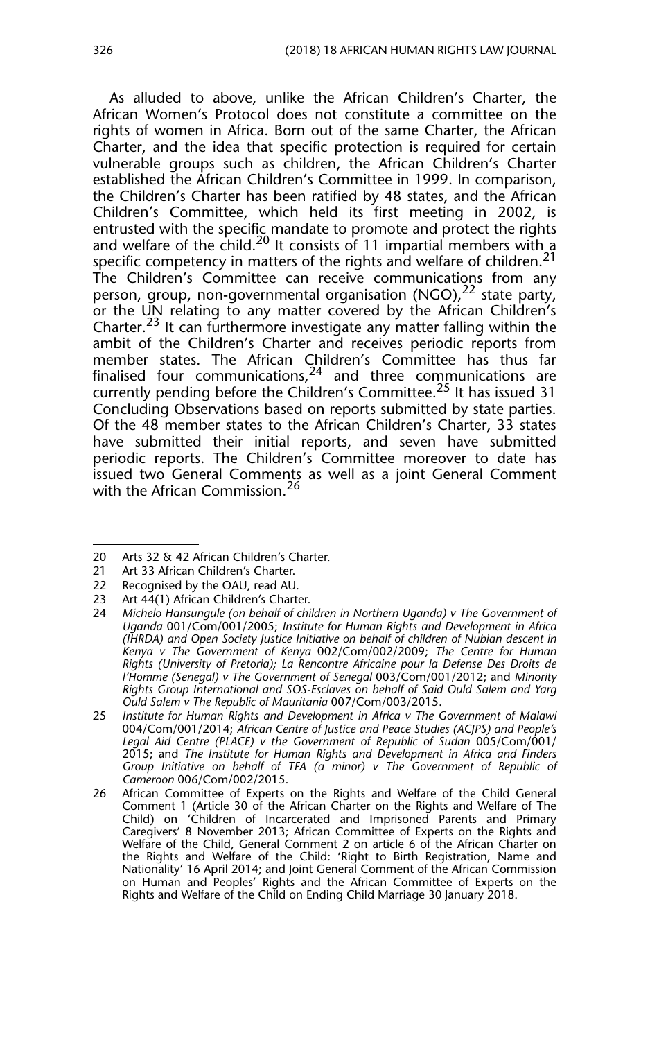As alluded to above, unlike the African Children's Charter, the African Women's Protocol does not constitute a committee on the rights of women in Africa. Born out of the same Charter, the African Charter, and the idea that specific protection is required for certain vulnerable groups such as children, the African Children's Charter established the African Children's Committee in 1999. In comparison, the Children's Charter has been ratified by 48 states, and the African Children's Committee, which held its first meeting in 2002, is entrusted with the specific mandate to promote and protect the rights and welfare of the child.[20] It consists of 11 impartial members with a specific competency in matters of the rights and welfare of children.[21] The Children's Committee can receive communications from any person, group, non-governmental organisation (NGO),[22] state party, or the UN relating to any matter covered by the African Children's Charter.[23] It can furthermore investigate any matter falling within the ambit of the Children's Charter and receives periodic reports from member states. The African Children's Committee has thus far finalised four communications,[24] and three communications are currently pending before the Children's Committee.[25] It has issued 31 Concluding Observations based on reports submitted by state parties. Of the 48 member states to the African Children's Charter, 33 states have submitted their initial reports, and seven have submitted periodic reports. The Children's Committee moreover to date has issued two General Comments as well as a joint General Comment with the African Commission.[26]

---

20 Arts 32 & 42 African Children's Charter.

21 Art 33 African Children's Charter.

22 Recognised by the OAU, read AU.

23 Art 44(1) African Children's Charter.

24 *Michelo Hansungule (on behalf of children in Northern Uganda) v The Government of Uganda* 001/Com/001/2005; *Institute for Human Rights and Development in Africa (IHRDA) and Open Society Justice Initiative on behalf of children of Nubian descent in Kenya v The Government of Kenya* 002/Com/002/2009; *The Centre for Human Rights (University of Pretoria); La Rencontre Africaine pour la Defense Des Droits de l'Homme (Senegal) v The Government of Senegal* 003/Com/001/2012; and *Minority Rights Group International and SOS-Esclaves on behalf of Said Ould Salem and Yarg Ould Salem v The Republic of Mauritania* 007/Com/003/2015.

25 *Institute for Human Rights and Development in Africa v The Government of Malawi* 004/Com/001/2014; *African Centre of Justice and Peace Studies (ACJPS) and People's Legal Aid Centre (PLACE) v the Government of Republic of Sudan* 005/Com/001/2015; and *The Institute for Human Rights and Development in Africa and Finders Group Initiative on behalf of TFA (a minor) v The Government of Republic of Cameroon* 006/Com/002/2015.

26 African Committee of Experts on the Rights and Welfare of the Child General Comment 1 (Article 30 of the African Charter on the Rights and Welfare of The Child) on 'Children of Incarcerated and Imprisoned Parents and Primary Caregivers' 8 November 2013; African Committee of Experts on the Rights and Welfare of the Child, General Comment 2 on article 6 of the African Charter on the Rights and Welfare of the Child: 'Right to Birth Registration, Name and Nationality' 16 April 2014; and Joint General Comment of the African Commission on Human and Peoples' Rights and the African Committee of Experts on the Rights and Welfare of the Child on Ending Child Marriage 30 January 2018.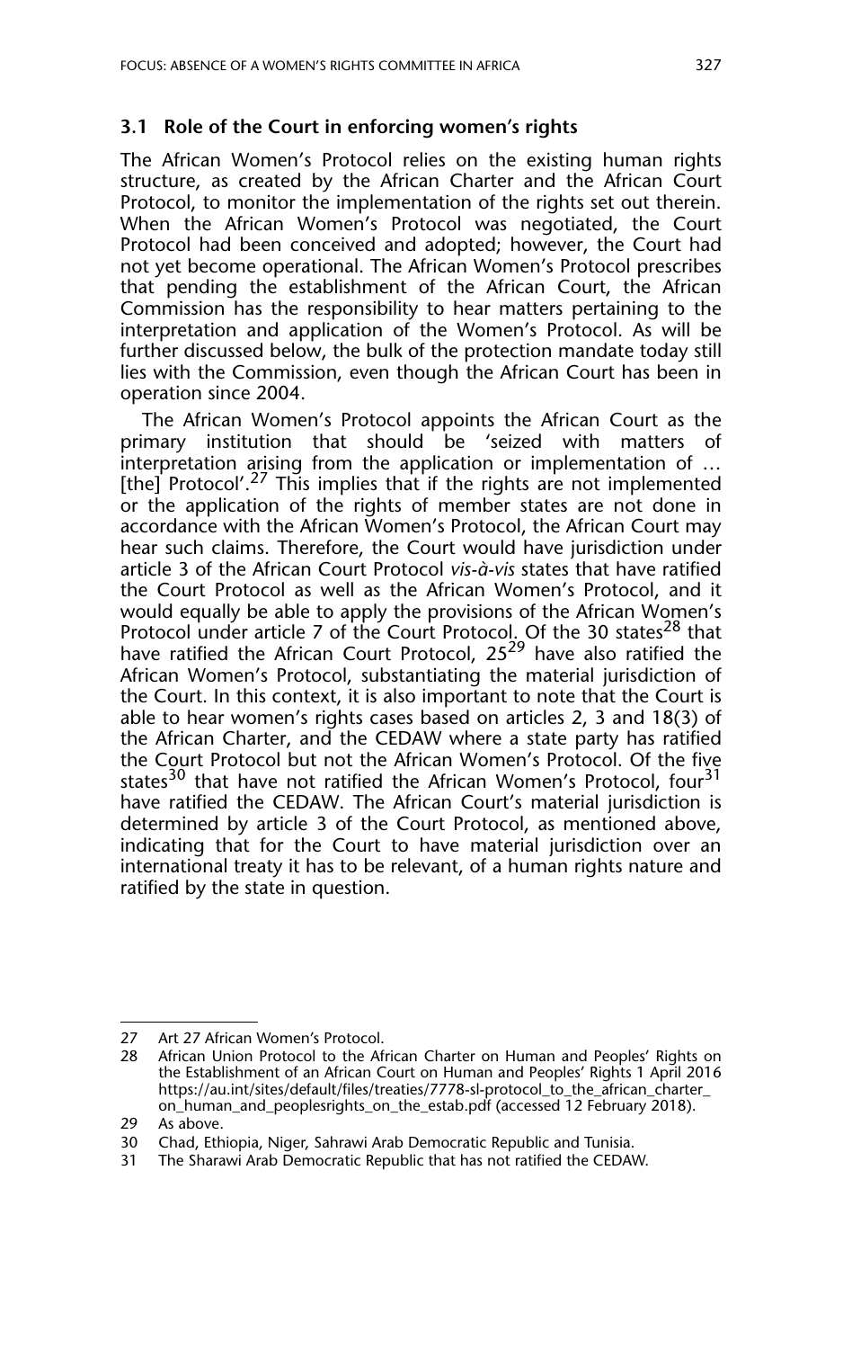### 3.1 Role of the Court in enforcing women's rights

The African Women's Protocol relies on the existing human rights structure, as created by the African Charter and the African Court Protocol, to monitor the implementation of the rights set out therein. When the African Women's Protocol was negotiated, the Court Protocol had been conceived and adopted; however, the Court had not yet become operational. The African Women's Protocol prescribes that pending the establishment of the African Court, the African Commission has the responsibility to hear matters pertaining to the interpretation and application of the Women's Protocol. As will be further discussed below, the bulk of the protection mandate today still lies with the Commission, even though the African Court has been in operation since 2004.

The African Women's Protocol appoints the African Court as the primary institution that should be 'seized with matters of interpretation arising from the application or implementation of … [the] Protocol'.[27] This implies that if the rights are not implemented or the application of the rights of member states are not done in accordance with the African Women's Protocol, the African Court may hear such claims. Therefore, the Court would have jurisdiction under article 3 of the African Court Protocol *vis-à-vis* states that have ratified the Court Protocol as well as the African Women's Protocol, and it would equally be able to apply the provisions of the African Women's Protocol under article 7 of the Court Protocol. Of the 30 states[28] that have ratified the African Court Protocol, 25[29] have also ratified the African Women's Protocol, substantiating the material jurisdiction of the Court. In this context, it is also important to note that the Court is able to hear women's rights cases based on articles 2, 3 and 18(3) of the African Charter, and the CEDAW where a state party has ratified the Court Protocol but not the African Women's Protocol. Of the five states[30] that have not ratified the African Women's Protocol, four[31] have ratified the CEDAW. The African Court's material jurisdiction is determined by article 3 of the Court Protocol, as mentioned above, indicating that for the Court to have material jurisdiction over an international treaty it has to be relevant, of a human rights nature and ratified by the state in question.

---

27 Art 27 African Women's Protocol.

28 African Union Protocol to the African Charter on Human and Peoples' Rights on the Establishment of an African Court on Human and Peoples' Rights 1 April 2016 https://au.int/sites/default/files/treaties/7778-sl-protocol_to_the_african_charter_on_human_and_peoplesrights_on_the_estab.pdf (accessed 12 February 2018).

29 As above.

30 Chad, Ethiopia, Niger, Sahrawi Arab Democratic Republic and Tunisia.

31 The Sharawi Arab Democratic Republic that has not ratified the CEDAW.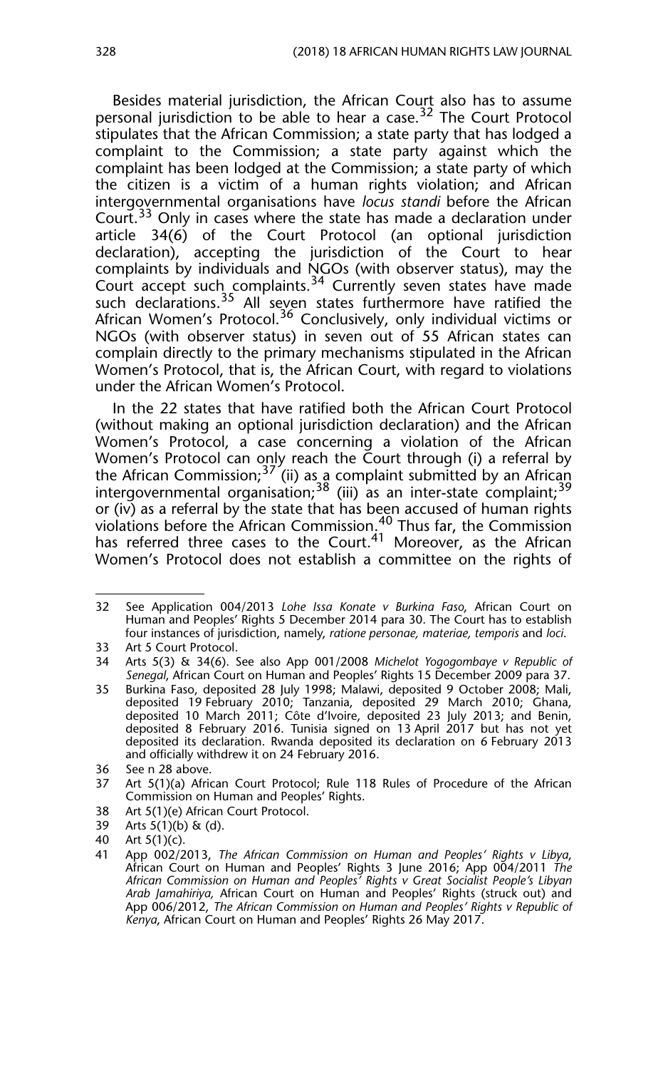Besides material jurisdiction, the African Court also has to assume personal jurisdiction to be able to hear a case.[32] The Court Protocol stipulates that the African Commission; a state party that has lodged a complaint to the Commission; a state party against which the complaint has been lodged at the Commission; a state party of which the citizen is a victim of a human rights violation; and African intergovernmental organisations have *locus standi* before the African Court.[33] Only in cases where the state has made a declaration under article 34(6) of the Court Protocol (an optional jurisdiction declaration), accepting the jurisdiction of the Court to hear complaints by individuals and NGOs (with observer status), may the Court accept such complaints.[34] Currently seven states have made such declarations.[35] All seven states furthermore have ratified the African Women's Protocol.[36] Conclusively, only individual victims or NGOs (with observer status) in seven out of 55 African states can complain directly to the primary mechanisms stipulated in the African Women's Protocol, that is, the African Court, with regard to violations under the African Women's Protocol.

In the 22 states that have ratified both the African Court Protocol (without making an optional jurisdiction declaration) and the African Women's Protocol, a case concerning a violation of the African Women's Protocol can only reach the Court through (i) a referral by the African Commission;[37] (ii) as a complaint submitted by an African intergovernmental organisation;[38] (iii) as an inter-state complaint;[39] or (iv) as a referral by the state that has been accused of human rights violations before the African Commission.[40] Thus far, the Commission has referred three cases to the Court.[41] Moreover, as the African Women's Protocol does not establish a committee on the rights of

---

32 See Application 004/2013 *Lohe Issa Konate v Burkina Faso*, African Court on Human and Peoples' Rights 5 December 2014 para 30. The Court has to establish four instances of jurisdiction, namely, *ratione personae, materiae, temporis* and *loci*.

33 Art 5 Court Protocol.

34 Arts 5(3) & 34(6). See also App 001/2008 *Michelot Yogogombaye v Republic of Senegal*, African Court on Human and Peoples' Rights 15 December 2009 para 37.

35 Burkina Faso, deposited 28 July 1998; Malawi, deposited 9 October 2008; Mali, deposited 19 February 2010; Tanzania, deposited 29 March 2010; Ghana, deposited 10 March 2011; Côte d'Ivoire, deposited 23 July 2013; and Benin, deposited 8 February 2016. Tunisia signed on 13 April 2017 but has not yet deposited its declaration. Rwanda deposited its declaration on 6 February 2013 and officially withdrew it on 24 February 2016.

36 See n 28 above.

37 Art 5(1)(a) African Court Protocol; Rule 118 Rules of Procedure of the African Commission on Human and Peoples' Rights.

38 Art 5(1)(e) African Court Protocol.

39 Arts 5(1)(b) & (d).

40 Art 5(1)(c).

41 App 002/2013, *The African Commission on Human and Peoples' Rights v Libya*, African Court on Human and Peoples' Rights 3 June 2016; App 004/2011 *The African Commission on Human and Peoples' Rights v Great Socialist People's Libyan Arab Jamahiriya,* African Court on Human and Peoples' Rights (struck out) and App 006/2012, *The African Commission on Human and Peoples' Rights v Republic of Kenya*, African Court on Human and Peoples' Rights 26 May 2017.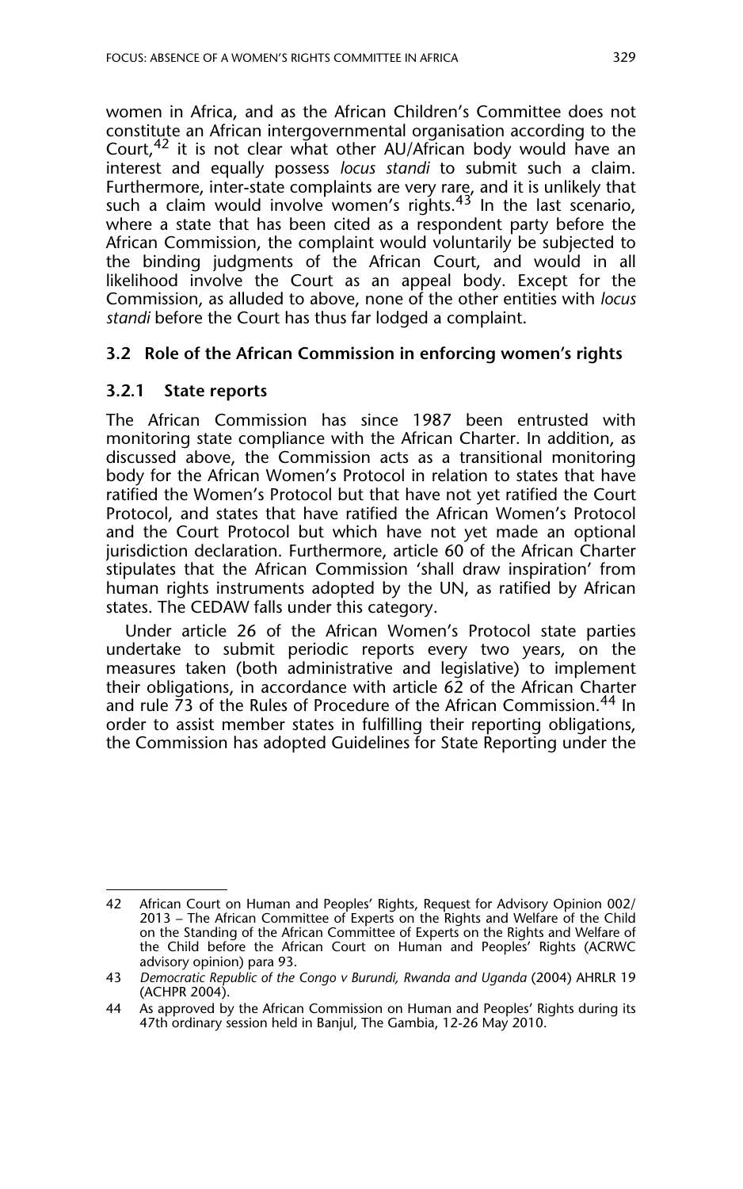women in Africa, and as the African Children's Committee does not constitute an African intergovernmental organisation according to the Court,[42] it is not clear what other AU/African body would have an interest and equally possess *locus standi* to submit such a claim. Furthermore, inter-state complaints are very rare, and it is unlikely that such a claim would involve women's rights.[43] In the last scenario, where a state that has been cited as a respondent party before the African Commission, the complaint would voluntarily be subjected to the binding judgments of the African Court, and would in all likelihood involve the Court as an appeal body. Except for the Commission, as alluded to above, none of the other entities with *locus standi* before the Court has thus far lodged a complaint.

### 3.2 Role of the African Commission in enforcing women's rights

#### 3.2.1 State reports

The African Commission has since 1987 been entrusted with monitoring state compliance with the African Charter. In addition, as discussed above, the Commission acts as a transitional monitoring body for the African Women's Protocol in relation to states that have ratified the Women's Protocol but that have not yet ratified the Court Protocol, and states that have ratified the African Women's Protocol and the Court Protocol but which have not yet made an optional jurisdiction declaration. Furthermore, article 60 of the African Charter stipulates that the African Commission 'shall draw inspiration' from human rights instruments adopted by the UN, as ratified by African states. The CEDAW falls under this category.

Under article 26 of the African Women's Protocol state parties undertake to submit periodic reports every two years, on the measures taken (both administrative and legislative) to implement their obligations, in accordance with article 62 of the African Charter and rule 73 of the Rules of Procedure of the African Commission.[44] In order to assist member states in fulfilling their reporting obligations, the Commission has adopted Guidelines for State Reporting under the

---

42 African Court on Human and Peoples' Rights, Request for Advisory Opinion 002/2013 – The African Committee of Experts on the Rights and Welfare of the Child on the Standing of the African Committee of Experts on the Rights and Welfare of the Child before the African Court on Human and Peoples' Rights (ACRWC advisory opinion) para 93.

43 *Democratic Republic of the Congo v Burundi, Rwanda and Uganda* (2004) AHRLR 19 (ACHPR 2004).

44 As approved by the African Commission on Human and Peoples' Rights during its 47th ordinary session held in Banjul, The Gambia, 12-26 May 2010.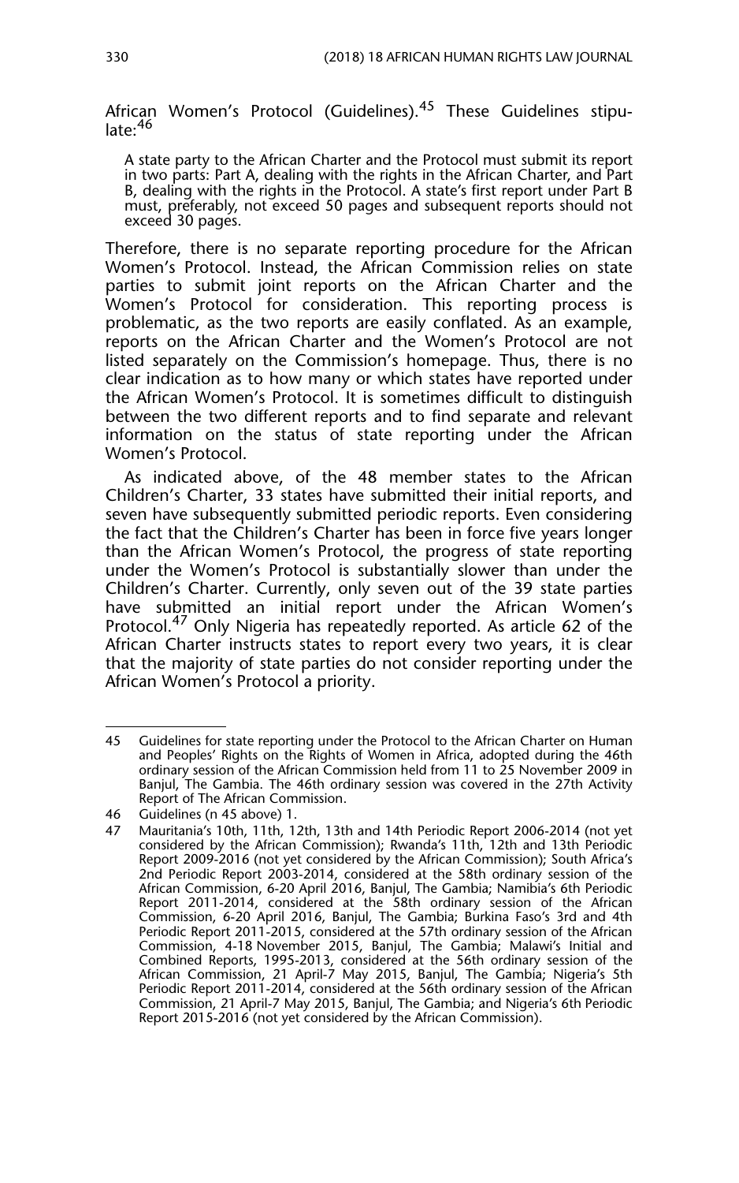African Women's Protocol (Guidelines).[45] These Guidelines stipulate:[46]

> A state party to the African Charter and the Protocol must submit its report in two parts: Part A, dealing with the rights in the African Charter, and Part B, dealing with the rights in the Protocol. A state's first report under Part B must, preferably, not exceed 50 pages and subsequent reports should not exceed 30 pages.

Therefore, there is no separate reporting procedure for the African Women's Protocol. Instead, the African Commission relies on state parties to submit joint reports on the African Charter and the Women's Protocol for consideration. This reporting process is problematic, as the two reports are easily conflated. As an example, reports on the African Charter and the Women's Protocol are not listed separately on the Commission's homepage. Thus, there is no clear indication as to how many or which states have reported under the African Women's Protocol. It is sometimes difficult to distinguish between the two different reports and to find separate and relevant information on the status of state reporting under the African Women's Protocol.

As indicated above, of the 48 member states to the African Children's Charter, 33 states have submitted their initial reports, and seven have subsequently submitted periodic reports. Even considering the fact that the Children's Charter has been in force five years longer than the African Women's Protocol, the progress of state reporting under the Women's Protocol is substantially slower than under the Children's Charter. Currently, only seven out of the 39 state parties have submitted an initial report under the African Women's Protocol.[47] Only Nigeria has repeatedly reported. As article 62 of the African Charter instructs states to report every two years, it is clear that the majority of state parties do not consider reporting under the African Women's Protocol a priority.

---

45 Guidelines for state reporting under the Protocol to the African Charter on Human and Peoples' Rights on the Rights of Women in Africa, adopted during the 46th ordinary session of the African Commission held from 11 to 25 November 2009 in Banjul, The Gambia. The 46th ordinary session was covered in the 27th Activity Report of The African Commission.

46 Guidelines (n 45 above) 1.

47 Mauritania's 10th, 11th, 12th, 13th and 14th Periodic Report 2006-2014 (not yet considered by the African Commission); Rwanda's 11th, 12th and 13th Periodic Report 2009-2016 (not yet considered by the African Commission); South Africa's 2nd Periodic Report 2003-2014, considered at the 58th ordinary session of the African Commission, 6-20 April 2016, Banjul, The Gambia; Namibia's 6th Periodic Report 2011-2014, considered at the 58th ordinary session of the African Commission, 6-20 April 2016, Banjul, The Gambia; Burkina Faso's 3rd and 4th Periodic Report 2011-2015, considered at the 57th ordinary session of the African Commission, 4-18 November 2015, Banjul, The Gambia; Malawi's Initial and Combined Reports, 1995-2013, considered at the 56th ordinary session of the African Commission, 21 April-7 May 2015, Banjul, The Gambia; Nigeria's 5th Periodic Report 2011-2014, considered at the 56th ordinary session of the African Commission, 21 April-7 May 2015, Banjul, The Gambia; and Nigeria's 6th Periodic Report 2015-2016 (not yet considered by the African Commission).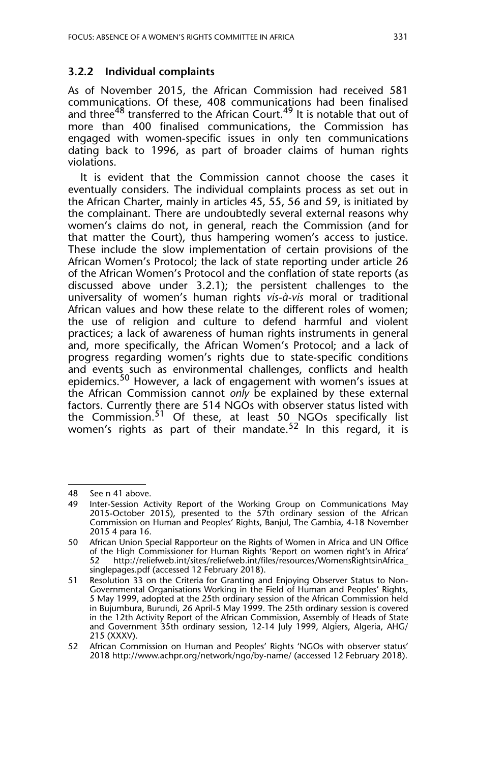### 3.2.2 Individual complaints

As of November 2015, the African Commission had received 581 communications. Of these, 408 communications had been finalised and three[48] transferred to the African Court.[49] It is notable that out of more than 400 finalised communications, the Commission has engaged with women-specific issues in only ten communications dating back to 1996, as part of broader claims of human rights violations.

It is evident that the Commission cannot choose the cases it eventually considers. The individual complaints process as set out in the African Charter, mainly in articles 45, 55, 56 and 59, is initiated by the complainant. There are undoubtedly several external reasons why women's claims do not, in general, reach the Commission (and for that matter the Court), thus hampering women's access to justice. These include the slow implementation of certain provisions of the African Women's Protocol; the lack of state reporting under article 26 of the African Women's Protocol and the conflation of state reports (as discussed above under 3.2.1); the persistent challenges to the universality of women's human rights *vis-à-vis* moral or traditional African values and how these relate to the different roles of women; the use of religion and culture to defend harmful and violent practices; a lack of awareness of human rights instruments in general and, more specifically, the African Women's Protocol; and a lack of progress regarding women's rights due to state-specific conditions and events such as environmental challenges, conflicts and health epidemics.[50] However, a lack of engagement with women's issues at the African Commission cannot *only* be explained by these external factors. Currently there are 514 NGOs with observer status listed with the Commission.[51] Of these, at least 50 NGOs specifically list women's rights as part of their mandate.[52] In this regard, it is

---

48 See n 41 above.

49 Inter-Session Activity Report of the Working Group on Communications May 2015-October 2015), presented to the 57th ordinary session of the African Commission on Human and Peoples' Rights, Banjul, The Gambia, 4-18 November 2015 4 para 16.

50 African Union Special Rapporteur on the Rights of Women in Africa and UN Office of the High Commissioner for Human Rights 'Report on women right's in Africa' 52 http://reliefweb.int/sites/reliefweb.int/files/resources/WomensRightsinAfrica_singlepages.pdf (accessed 12 February 2018).

51 Resolution 33 on the Criteria for Granting and Enjoying Observer Status to Non-Governmental Organisations Working in the Field of Human and Peoples' Rights, 5 May 1999, adopted at the 25th ordinary session of the African Commission held in Bujumbura, Burundi, 26 April-5 May 1999. The 25th ordinary session is covered in the 12th Activity Report of the African Commission, Assembly of Heads of State and Government 35th ordinary session, 12-14 July 1999, Algiers, Algeria, AHG/215 (XXXV).

52 African Commission on Human and Peoples' Rights 'NGOs with observer status' 2018 http://www.achpr.org/network/ngo/by-name/ (accessed 12 February 2018).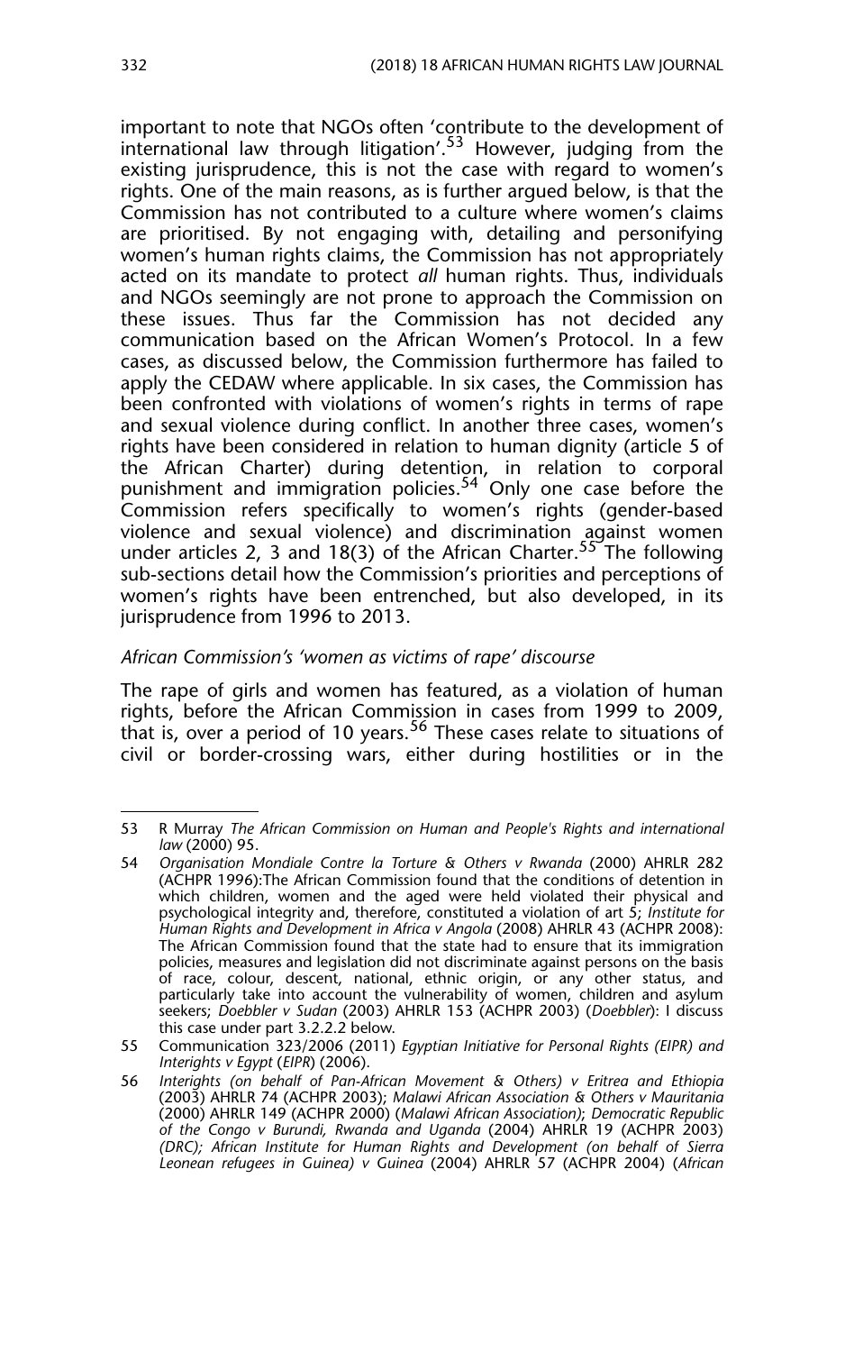important to note that NGOs often 'contribute to the development of international law through litigation'.[53] However, judging from the existing jurisprudence, this is not the case with regard to women's rights. One of the main reasons, as is further argued below, is that the Commission has not contributed to a culture where women's claims are prioritised. By not engaging with, detailing and personifying women's human rights claims, the Commission has not appropriately acted on its mandate to protect *all* human rights. Thus, individuals and NGOs seemingly are not prone to approach the Commission on these issues. Thus far the Commission has not decided any communication based on the African Women's Protocol. In a few cases, as discussed below, the Commission furthermore has failed to apply the CEDAW where applicable. In six cases, the Commission has been confronted with violations of women's rights in terms of rape and sexual violence during conflict. In another three cases, women's rights have been considered in relation to human dignity (article 5 of the African Charter) during detention, in relation to corporal punishment and immigration policies.[54] Only one case before the Commission refers specifically to women's rights (gender-based violence and sexual violence) and discrimination against women under articles 2, 3 and 18(3) of the African Charter.[55] The following sub-sections detail how the Commission's priorities and perceptions of women's rights have been entrenched, but also developed, in its jurisprudence from 1996 to 2013.

*African Commission's 'women as victims of rape' discourse*

The rape of girls and women has featured, as a violation of human rights, before the African Commission in cases from 1999 to 2009, that is, over a period of 10 years.[56] These cases relate to situations of civil or border-crossing wars, either during hostilities or in the

---

53 R Murray *The African Commission on Human and People's Rights and international law* (2000) 95.

54 *Organisation Mondiale Contre la Torture & Others v Rwanda* (2000) AHRLR 282 (ACHPR 1996):The African Commission found that the conditions of detention in which children, women and the aged were held violated their physical and psychological integrity and, therefore, constituted a violation of art 5; *Institute for Human Rights and Development in Africa v Angola* (2008) AHRLR 43 (ACHPR 2008): The African Commission found that the state had to ensure that its immigration policies, measures and legislation did not discriminate against persons on the basis of race, colour, descent, national, ethnic origin, or any other status, and particularly take into account the vulnerability of women, children and asylum seekers; *Doebbler v Sudan* (2003) AHRLR 153 (ACHPR 2003) (*Doebbler*): I discuss this case under part 3.2.2.2 below.

55 Communication 323/2006 (2011) *Egyptian Initiative for Personal Rights (EIPR) and Interights v Egypt* (*EIPR*) (2006).

56 *Interights (on behalf of Pan-African Movement & Others) v Eritrea and Ethiopia* (2003) AHRLR 74 (ACHPR 2003); *Malawi African Association & Others v Mauritania* (2000) AHRLR 149 (ACHPR 2000) (*Malawi African Association*); *Democratic Republic of the Congo v Burundi, Rwanda and Uganda* (2004) AHRLR 19 (ACHPR 2003) *(DRC); African Institute for Human Rights and Development (on behalf of Sierra Leonean refugees in Guinea) v Guinea* (2004) AHRLR 57 (ACHPR 2004) (*African*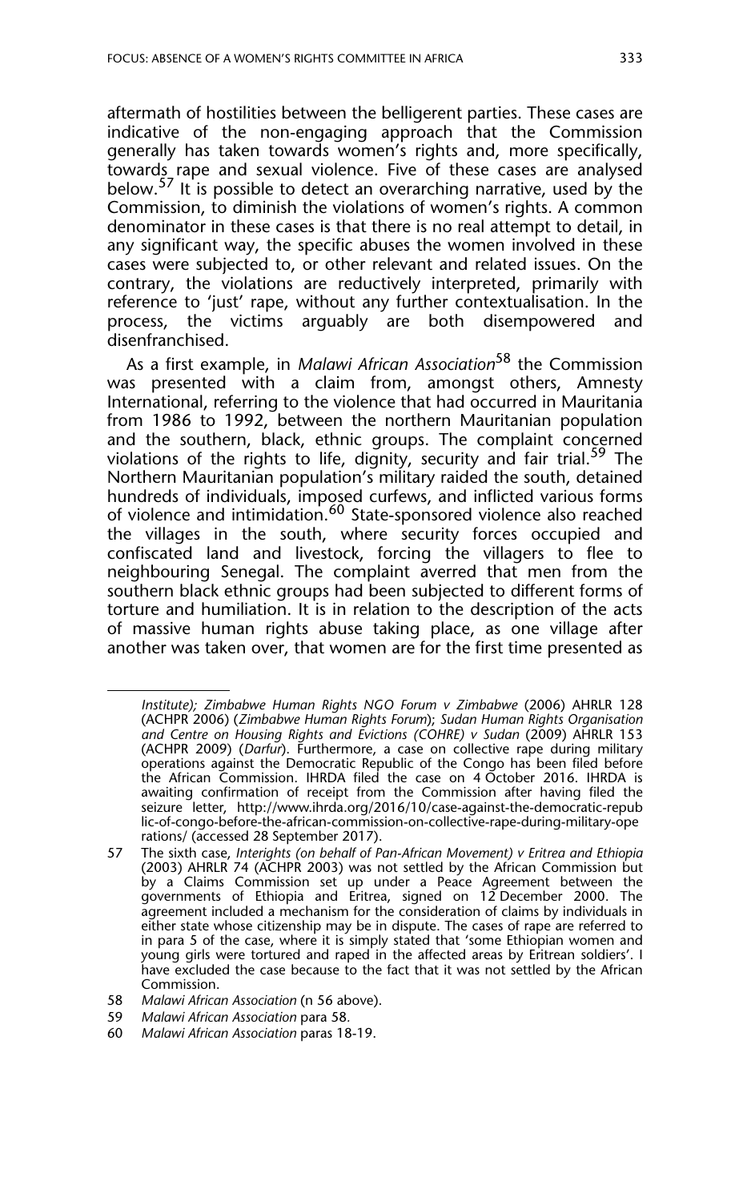aftermath of hostilities between the belligerent parties. These cases are indicative of the non-engaging approach that the Commission generally has taken towards women's rights and, more specifically, towards rape and sexual violence. Five of these cases are analysed below.[57] It is possible to detect an overarching narrative, used by the Commission, to diminish the violations of women's rights. A common denominator in these cases is that there is no real attempt to detail, in any significant way, the specific abuses the women involved in these cases were subjected to, or other relevant and related issues. On the contrary, the violations are reductively interpreted, primarily with reference to 'just' rape, without any further contextualisation. In the process, the victims arguably are both disempowered and disenfranchised.

As a first example, in *Malawi African Association*[58] the Commission was presented with a claim from, amongst others, Amnesty International, referring to the violence that had occurred in Mauritania from 1986 to 1992, between the northern Mauritanian population and the southern, black, ethnic groups. The complaint concerned violations of the rights to life, dignity, security and fair trial.[59] The Northern Mauritanian population's military raided the south, detained hundreds of individuals, imposed curfews, and inflicted various forms of violence and intimidation.[60] State-sponsored violence also reached the villages in the south, where security forces occupied and confiscated land and livestock, forcing the villagers to flee to neighbouring Senegal. The complaint averred that men from the southern black ethnic groups had been subjected to different forms of torture and humiliation. It is in relation to the description of the acts of massive human rights abuse taking place, as one village after another was taken over, that women are for the first time presented as

---

*Institute); Zimbabwe Human Rights NGO Forum v Zimbabwe* (2006) AHRLR 128 (ACHPR 2006) (*Zimbabwe Human Rights Forum*); *Sudan Human Rights Organisation and Centre on Housing Rights and Evictions (COHRE) v Sudan* (2009) AHRLR 153 (ACHPR 2009) (*Darfur*). Furthermore, a case on collective rape during military operations against the Democratic Republic of the Congo has been filed before the African Commission. IHRDA filed the case on 4 October 2016. IHRDA is awaiting confirmation of receipt from the Commission after having filed the seizure letter, http://www.ihrda.org/2016/10/case-against-the-democratic-republic-of-congo-before-the-african-commission-on-collective-rape-during-military-operations/ (accessed 28 September 2017).

57 The sixth case, *Interights (on behalf of Pan-African Movement) v Eritrea and Ethiopia* (2003) AHRLR 74 (ACHPR 2003) was not settled by the African Commission but by a Claims Commission set up under a Peace Agreement between the governments of Ethiopia and Eritrea, signed on 12 December 2000. The agreement included a mechanism for the consideration of claims by individuals in either state whose citizenship may be in dispute. The cases of rape are referred to in para 5 of the case, where it is simply stated that 'some Ethiopian women and young girls were tortured and raped in the affected areas by Eritrean soldiers'. I have excluded the case because to the fact that it was not settled by the African Commission.

58 *Malawi African Association* (n 56 above).

59 *Malawi African Association* para 58.

60 *Malawi African Association* paras 18-19.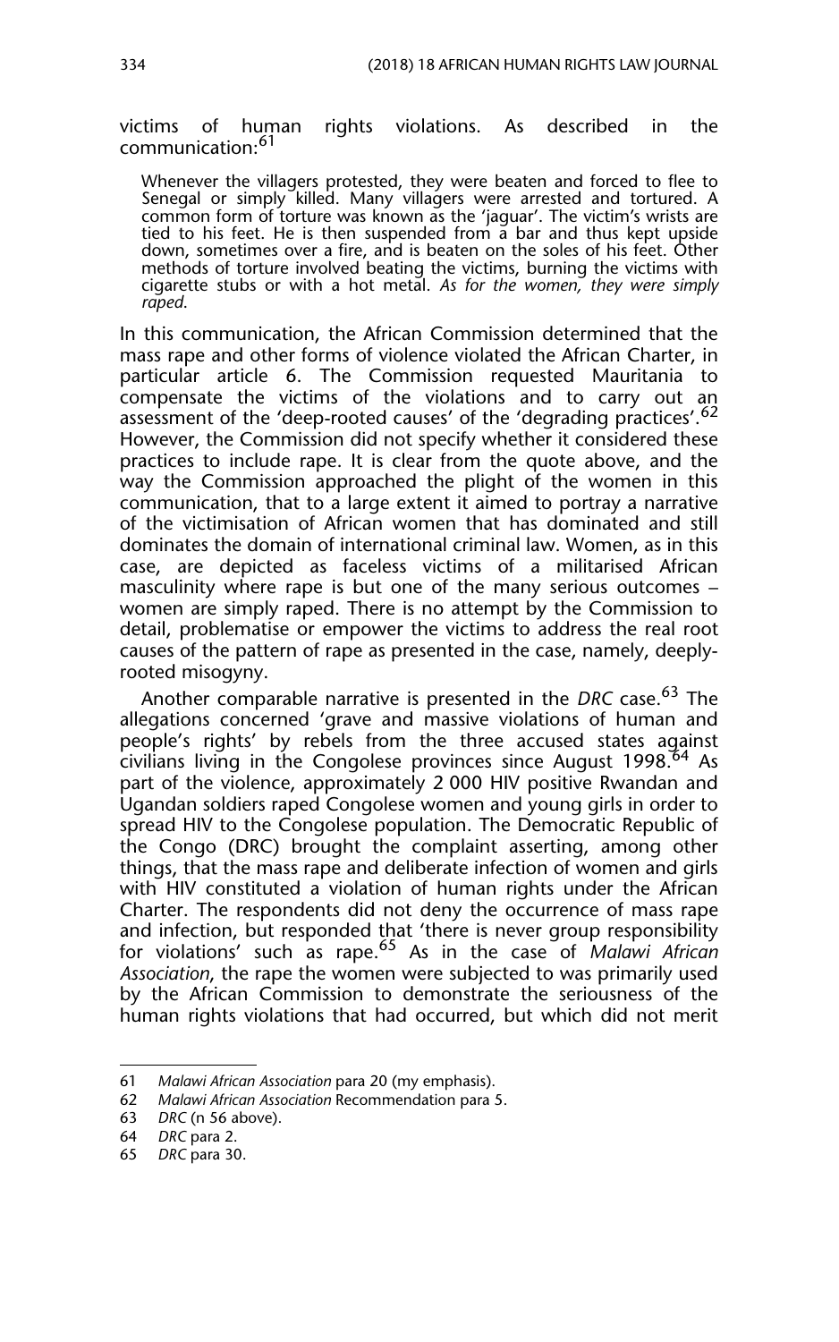victims of human rights violations. As described in the communication:[61]

> Whenever the villagers protested, they were beaten and forced to flee to Senegal or simply killed. Many villagers were arrested and tortured. A common form of torture was known as the 'jaguar'. The victim's wrists are tied to his feet. He is then suspended from a bar and thus kept upside down, sometimes over a fire, and is beaten on the soles of his feet. Other methods of torture involved beating the victims, burning the victims with cigarette stubs or with a hot metal. *As for the women, they were simply raped.*

In this communication, the African Commission determined that the mass rape and other forms of violence violated the African Charter, in particular article 6. The Commission requested Mauritania to compensate the victims of the violations and to carry out an assessment of the 'deep-rooted causes' of the 'degrading practices'.[62] However, the Commission did not specify whether it considered these practices to include rape. It is clear from the quote above, and the way the Commission approached the plight of the women in this communication, that to a large extent it aimed to portray a narrative of the victimisation of African women that has dominated and still dominates the domain of international criminal law. Women, as in this case, are depicted as faceless victims of a militarised African masculinity where rape is but one of the many serious outcomes – women are simply raped. There is no attempt by the Commission to detail, problematise or empower the victims to address the real root causes of the pattern of rape as presented in the case, namely, deeply-rooted misogyny.

Another comparable narrative is presented in the *DRC* case.[63] The allegations concerned 'grave and massive violations of human and people's rights' by rebels from the three accused states against civilians living in the Congolese provinces since August 1998.[64] As part of the violence, approximately 2 000 HIV positive Rwandan and Ugandan soldiers raped Congolese women and young girls in order to spread HIV to the Congolese population. The Democratic Republic of the Congo (DRC) brought the complaint asserting, among other things, that the mass rape and deliberate infection of women and girls with HIV constituted a violation of human rights under the African Charter. The respondents did not deny the occurrence of mass rape and infection, but responded that 'there is never group responsibility for violations' such as rape.[65] As in the case of *Malawi African Association*, the rape the women were subjected to was primarily used by the African Commission to demonstrate the seriousness of the human rights violations that had occurred, but which did not merit

---

61 *Malawi African Association* para 20 (my emphasis).

62 *Malawi African Association* Recommendation para 5.

63 *DRC* (n 56 above).

64 *DRC* para 2.

65 *DRC* para 30.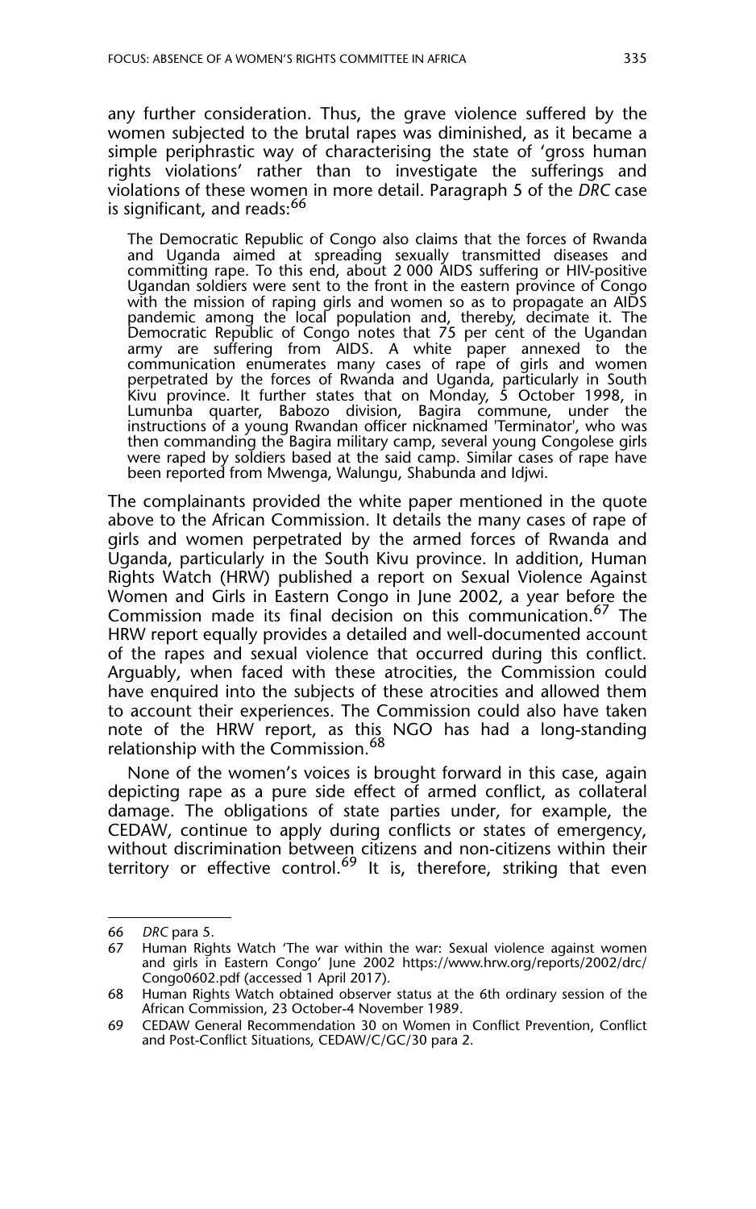any further consideration. Thus, the grave violence suffered by the women subjected to the brutal rapes was diminished, as it became a simple periphrastic way of characterising the state of 'gross human rights violations' rather than to investigate the sufferings and violations of these women in more detail. Paragraph 5 of the *DRC* case is significant, and reads:[66]

> The Democratic Republic of Congo also claims that the forces of Rwanda and Uganda aimed at spreading sexually transmitted diseases and committing rape. To this end, about 2 000 AIDS suffering or HIV-positive Ugandan soldiers were sent to the front in the eastern province of Congo with the mission of raping girls and women so as to propagate an AIDS pandemic among the local population and, thereby, decimate it. The Democratic Republic of Congo notes that 75 per cent of the Ugandan army are suffering from AIDS. A white paper annexed to the communication enumerates many cases of rape of girls and women perpetrated by the forces of Rwanda and Uganda, particularly in South Kivu province. It further states that on Monday, 5 October 1998, in Lumunba quarter, Babozo division, Bagira commune, under the instructions of a young Rwandan officer nicknamed 'Terminator', who was then commanding the Bagira military camp, several young Congolese girls were raped by soldiers based at the said camp. Similar cases of rape have been reported from Mwenga, Walungu, Shabunda and Idjwi.

The complainants provided the white paper mentioned in the quote above to the African Commission. It details the many cases of rape of girls and women perpetrated by the armed forces of Rwanda and Uganda, particularly in the South Kivu province. In addition, Human Rights Watch (HRW) published a report on Sexual Violence Against Women and Girls in Eastern Congo in June 2002, a year before the Commission made its final decision on this communication.[67] The HRW report equally provides a detailed and well-documented account of the rapes and sexual violence that occurred during this conflict. Arguably, when faced with these atrocities, the Commission could have enquired into the subjects of these atrocities and allowed them to account their experiences. The Commission could also have taken note of the HRW report, as this NGO has had a long-standing relationship with the Commission.[68]

None of the women's voices is brought forward in this case, again depicting rape as a pure side effect of armed conflict, as collateral damage. The obligations of state parties under, for example, the CEDAW, continue to apply during conflicts or states of emergency, without discrimination between citizens and non-citizens within their territory or effective control.[69] It is, therefore, striking that even

---

66 *DRC* para 5.

67 Human Rights Watch 'The war within the war: Sexual violence against women and girls in Eastern Congo' June 2002 https://www.hrw.org/reports/2002/drc/Congo0602.pdf (accessed 1 April 2017).

68 Human Rights Watch obtained observer status at the 6th ordinary session of the African Commission, 23 October-4 November 1989.

69 CEDAW General Recommendation 30 on Women in Conflict Prevention, Conflict and Post-Conflict Situations, CEDAW/C/GC/30 para 2.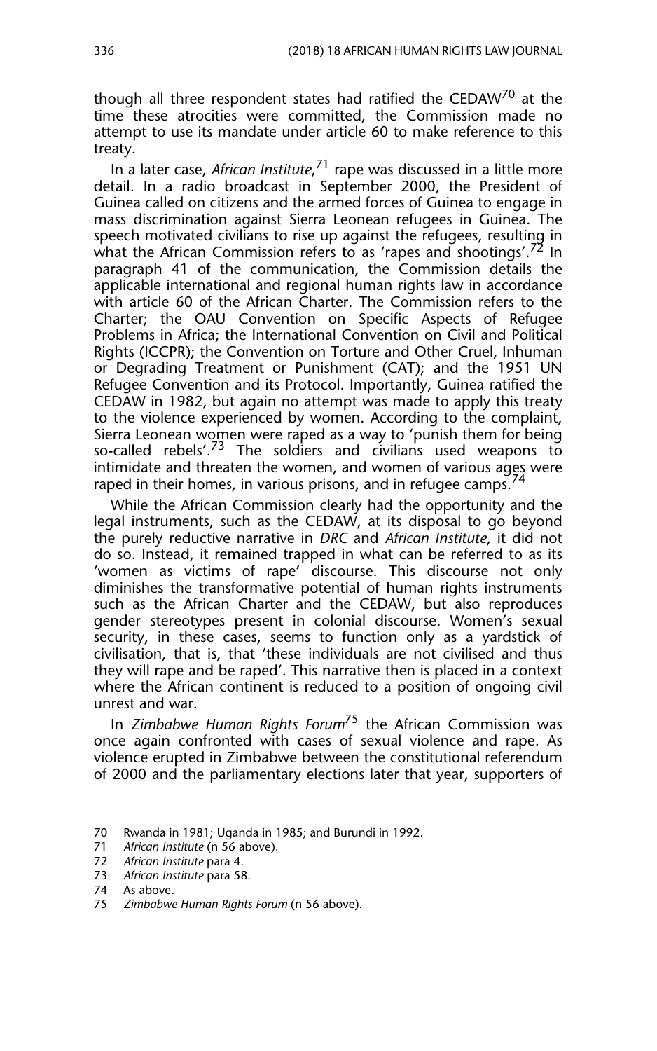though all three respondent states had ratified the CEDAW[70] at the time these atrocities were committed, the Commission made no attempt to use its mandate under article 60 to make reference to this treaty.

In a later case, *African Institute*,[71] rape was discussed in a little more detail. In a radio broadcast in September 2000, the President of Guinea called on citizens and the armed forces of Guinea to engage in mass discrimination against Sierra Leonean refugees in Guinea. The speech motivated civilians to rise up against the refugees, resulting in what the African Commission refers to as 'rapes and shootings'.[72] In paragraph 41 of the communication, the Commission details the applicable international and regional human rights law in accordance with article 60 of the African Charter. The Commission refers to the Charter; the OAU Convention on Specific Aspects of Refugee Problems in Africa; the International Convention on Civil and Political Rights (ICCPR); the Convention on Torture and Other Cruel, Inhuman or Degrading Treatment or Punishment (CAT); and the 1951 UN Refugee Convention and its Protocol. Importantly, Guinea ratified the CEDAW in 1982, but again no attempt was made to apply this treaty to the violence experienced by women. According to the complaint, Sierra Leonean women were raped as a way to 'punish them for being so-called rebels'.[73] The soldiers and civilians used weapons to intimidate and threaten the women, and women of various ages were raped in their homes, in various prisons, and in refugee camps.[74]

While the African Commission clearly had the opportunity and the legal instruments, such as the CEDAW, at its disposal to go beyond the purely reductive narrative in *DRC* and *African Institute*, it did not do so. Instead, it remained trapped in what can be referred to as its 'women as victims of rape' discourse. This discourse not only diminishes the transformative potential of human rights instruments such as the African Charter and the CEDAW, but also reproduces gender stereotypes present in colonial discourse. Women's sexual security, in these cases, seems to function only as a yardstick of civilisation, that is, that 'these individuals are not civilised and thus they will rape and be raped'. This narrative then is placed in a context where the African continent is reduced to a position of ongoing civil unrest and war.

In *Zimbabwe Human Rights Forum*[75] the African Commission was once again confronted with cases of sexual violence and rape. As violence erupted in Zimbabwe between the constitutional referendum of 2000 and the parliamentary elections later that year, supporters of

---

70 Rwanda in 1981; Uganda in 1985; and Burundi in 1992.

71 *African Institute* (n 56 above).

72 *African Institute* para 4.

73 *African Institute* para 58.

74 As above.

75 *Zimbabwe Human Rights Forum* (n 56 above).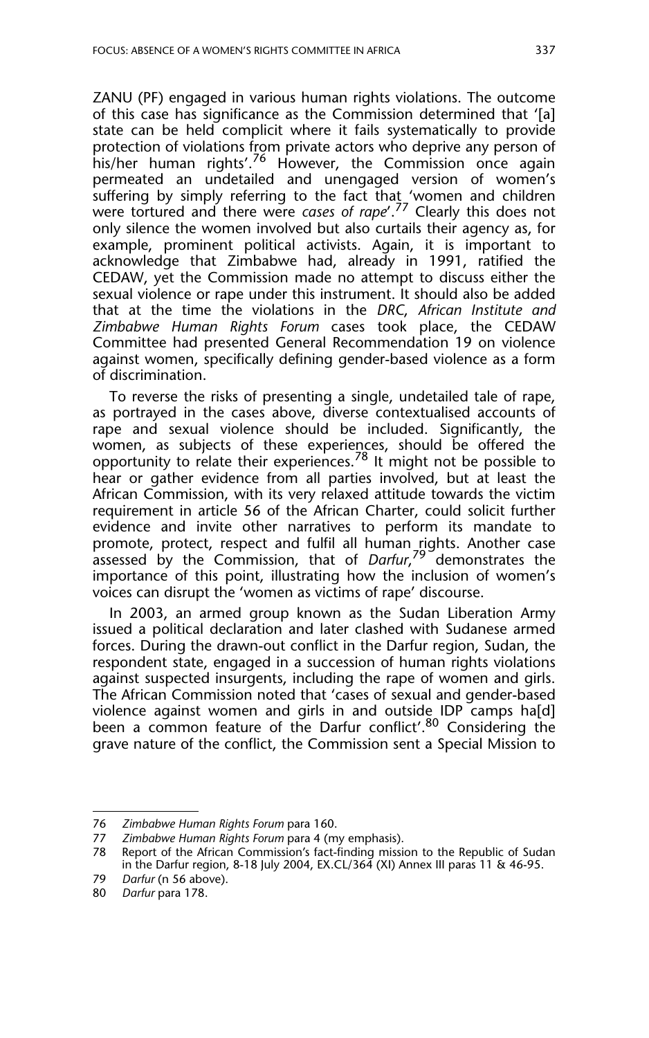ZANU (PF) engaged in various human rights violations. The outcome of this case has significance as the Commission determined that '[a] state can be held complicit where it fails systematically to provide protection of violations from private actors who deprive any person of his/her human rights'.[76] However, the Commission once again permeated an undetailed and unengaged version of women's suffering by simply referring to the fact that 'women and children were tortured and there were *cases of rape*'.[77] Clearly this does not only silence the women involved but also curtails their agency as, for example, prominent political activists. Again, it is important to acknowledge that Zimbabwe had, already in 1991, ratified the CEDAW, yet the Commission made no attempt to discuss either the sexual violence or rape under this instrument. It should also be added that at the time the violations in the *DRC*, *African Institute and Zimbabwe Human Rights Forum* cases took place, the CEDAW Committee had presented General Recommendation 19 on violence against women, specifically defining gender-based violence as a form of discrimination.

To reverse the risks of presenting a single, undetailed tale of rape, as portrayed in the cases above, diverse contextualised accounts of rape and sexual violence should be included. Significantly, the women, as subjects of these experiences, should be offered the opportunity to relate their experiences.[78] It might not be possible to hear or gather evidence from all parties involved, but at least the African Commission, with its very relaxed attitude towards the victim requirement in article 56 of the African Charter, could solicit further evidence and invite other narratives to perform its mandate to promote, protect, respect and fulfil all human rights. Another case assessed by the Commission, that of *Darfur*,[79] demonstrates the importance of this point, illustrating how the inclusion of women's voices can disrupt the 'women as victims of rape' discourse.

In 2003, an armed group known as the Sudan Liberation Army issued a political declaration and later clashed with Sudanese armed forces. During the drawn-out conflict in the Darfur region, Sudan, the respondent state, engaged in a succession of human rights violations against suspected insurgents, including the rape of women and girls. The African Commission noted that 'cases of sexual and gender-based violence against women and girls in and outside IDP camps ha[d] been a common feature of the Darfur conflict'.[80] Considering the grave nature of the conflict, the Commission sent a Special Mission to

---

76 *Zimbabwe Human Rights Forum* para 160.

77 *Zimbabwe Human Rights Forum* para 4 (my emphasis).

78 Report of the African Commission's fact-finding mission to the Republic of Sudan in the Darfur region, 8-18 July 2004, EX.CL/364 (XI) Annex III paras 11 & 46-95.

79 *Darfur* (n 56 above).

80 *Darfur* para 178.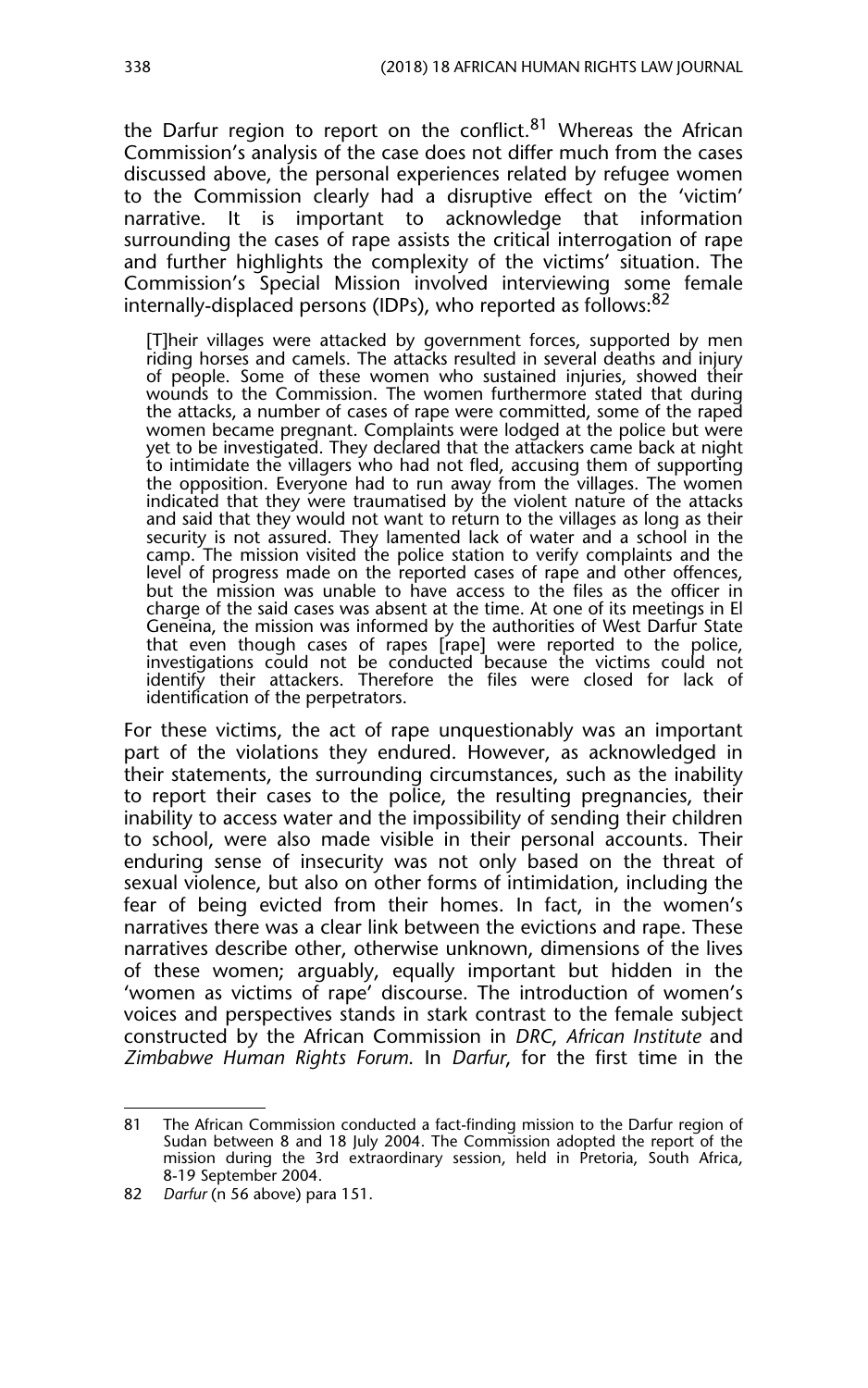the Darfur region to report on the conflict.[81] Whereas the African Commission's analysis of the case does not differ much from the cases discussed above, the personal experiences related by refugee women to the Commission clearly had a disruptive effect on the 'victim' narrative. It is important to acknowledge that information surrounding the cases of rape assists the critical interrogation of rape and further highlights the complexity of the victims' situation. The Commission's Special Mission involved interviewing some female internally-displaced persons (IDPs), who reported as follows:[82]

> [T]heir villages were attacked by government forces, supported by men riding horses and camels. The attacks resulted in several deaths and injury of people. Some of these women who sustained injuries, showed their wounds to the Commission. The women furthermore stated that during the attacks, a number of cases of rape were committed, some of the raped women became pregnant. Complaints were lodged at the police but were yet to be investigated. They declared that the attackers came back at night to intimidate the villagers who had not fled, accusing them of supporting the opposition. Everyone had to run away from the villages. The women indicated that they were traumatised by the violent nature of the attacks and said that they would not want to return to the villages as long as their security is not assured. They lamented lack of water and a school in the camp. The mission visited the police station to verify complaints and the level of progress made on the reported cases of rape and other offences, but the mission was unable to have access to the files as the officer in charge of the said cases was absent at the time. At one of its meetings in El Geneina, the mission was informed by the authorities of West Darfur State that even though cases of rapes [rape] were reported to the police, investigations could not be conducted because the victims could not identify their attackers. Therefore the files were closed for lack of identification of the perpetrators.

For these victims, the act of rape unquestionably was an important part of the violations they endured. However, as acknowledged in their statements, the surrounding circumstances, such as the inability to report their cases to the police, the resulting pregnancies, their inability to access water and the impossibility of sending their children to school, were also made visible in their personal accounts. Their enduring sense of insecurity was not only based on the threat of sexual violence, but also on other forms of intimidation, including the fear of being evicted from their homes. In fact, in the women's narratives there was a clear link between the evictions and rape. These narratives describe other, otherwise unknown, dimensions of the lives of these women; arguably, equally important but hidden in the 'women as victims of rape' discourse. The introduction of women's voices and perspectives stands in stark contrast to the female subject constructed by the African Commission in *DRC*, *African Institute* and *Zimbabwe Human Rights Forum*. In *Darfur*, for the first time in the

---

81 The African Commission conducted a fact-finding mission to the Darfur region of Sudan between 8 and 18 July 2004. The Commission adopted the report of the mission during the 3rd extraordinary session, held in Pretoria, South Africa, 8-19 September 2004.

82 *Darfur* (n 56 above) para 151.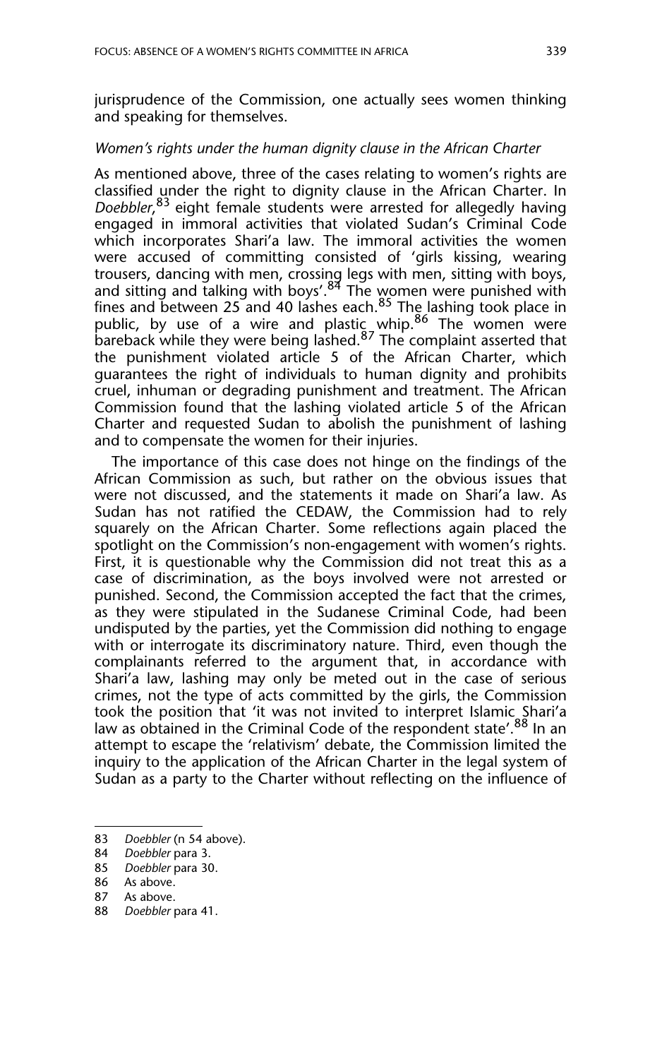jurisprudence of the Commission, one actually sees women thinking and speaking for themselves.

### *Women's rights under the human dignity clause in the African Charter*

As mentioned above, three of the cases relating to women's rights are classified under the right to dignity clause in the African Charter. In *Doebbler*,[83] eight female students were arrested for allegedly having engaged in immoral activities that violated Sudan's Criminal Code which incorporates Shari'a law. The immoral activities the women were accused of committing consisted of 'girls kissing, wearing trousers, dancing with men, crossing legs with men, sitting with boys, and sitting and talking with boys'.[84] The women were punished with fines and between 25 and 40 lashes each.[85] The lashing took place in public, by use of a wire and plastic whip.[86] The women were bareback while they were being lashed.[87] The complaint asserted that the punishment violated article 5 of the African Charter, which guarantees the right of individuals to human dignity and prohibits cruel, inhuman or degrading punishment and treatment. The African Commission found that the lashing violated article 5 of the African Charter and requested Sudan to abolish the punishment of lashing and to compensate the women for their injuries.

The importance of this case does not hinge on the findings of the African Commission as such, but rather on the obvious issues that were not discussed, and the statements it made on Shari'a law. As Sudan has not ratified the CEDAW, the Commission had to rely squarely on the African Charter. Some reflections again placed the spotlight on the Commission's non-engagement with women's rights. First, it is questionable why the Commission did not treat this as a case of discrimination, as the boys involved were not arrested or punished. Second, the Commission accepted the fact that the crimes, as they were stipulated in the Sudanese Criminal Code, had been undisputed by the parties, yet the Commission did nothing to engage with or interrogate its discriminatory nature. Third, even though the complainants referred to the argument that, in accordance with Shari'a law, lashing may only be meted out in the case of serious crimes, not the type of acts committed by the girls, the Commission took the position that 'it was not invited to interpret Islamic Shari'a law as obtained in the Criminal Code of the respondent state'.[88] In an attempt to escape the 'relativism' debate, the Commission limited the inquiry to the application of the African Charter in the legal system of Sudan as a party to the Charter without reflecting on the influence of

---

83 *Doebbler* (n 54 above).
84 *Doebbler* para 3.
85 *Doebbler* para 30.
86 As above.
87 As above.
88 *Doebbler* para 41.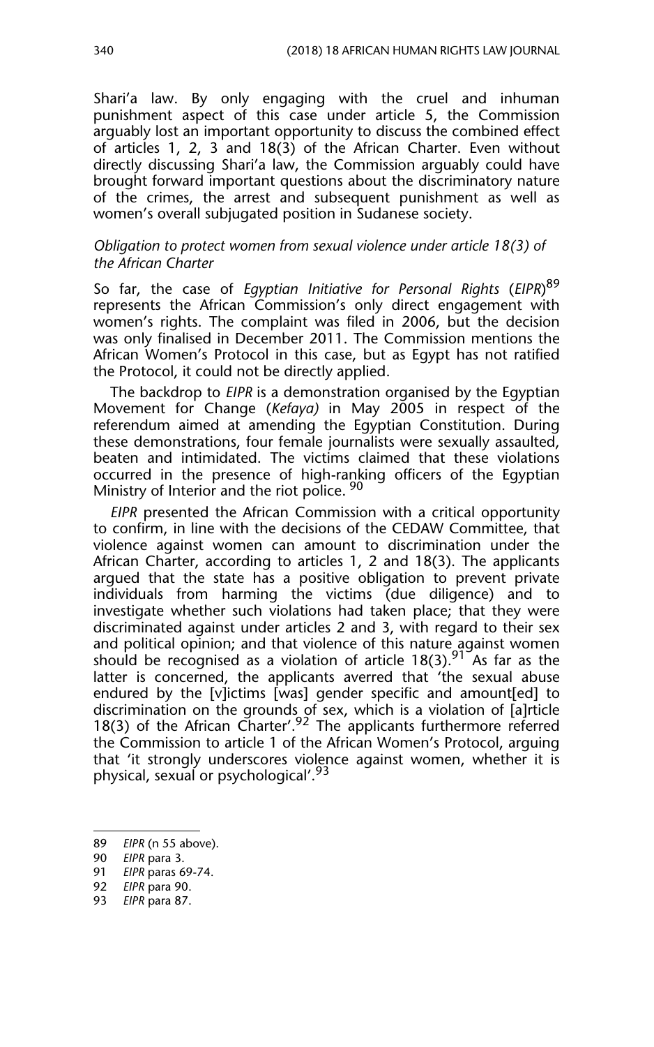Shari'a law. By only engaging with the cruel and inhuman punishment aspect of this case under article 5, the Commission arguably lost an important opportunity to discuss the combined effect of articles 1, 2, 3 and 18(3) of the African Charter. Even without directly discussing Shari'a law, the Commission arguably could have brought forward important questions about the discriminatory nature of the crimes, the arrest and subsequent punishment as well as women's overall subjugated position in Sudanese society.

### *Obligation to protect women from sexual violence under article 18(3) of the African Charter*

So far, the case of *Egyptian Initiative for Personal Rights* (*EIPR*)[89] represents the African Commission's only direct engagement with women's rights. The complaint was filed in 2006, but the decision was only finalised in December 2011. The Commission mentions the African Women's Protocol in this case, but as Egypt has not ratified the Protocol, it could not be directly applied.

The backdrop to *EIPR* is a demonstration organised by the Egyptian Movement for Change (*Kefaya)* in May 2005 in respect of the referendum aimed at amending the Egyptian Constitution. During these demonstrations, four female journalists were sexually assaulted, beaten and intimidated. The victims claimed that these violations occurred in the presence of high-ranking officers of the Egyptian Ministry of Interior and the riot police.[90]

*EIPR* presented the African Commission with a critical opportunity to confirm, in line with the decisions of the CEDAW Committee, that violence against women can amount to discrimination under the African Charter, according to articles 1, 2 and 18(3). The applicants argued that the state has a positive obligation to prevent private individuals from harming the victims (due diligence) and to investigate whether such violations had taken place; that they were discriminated against under articles 2 and 3, with regard to their sex and political opinion; and that violence of this nature against women should be recognised as a violation of article 18(3).[91] As far as the latter is concerned, the applicants averred that 'the sexual abuse endured by the [v]ictims [was] gender specific and amount[ed] to discrimination on the grounds of sex, which is a violation of [a]rticle 18(3) of the African Charter'.[92] The applicants furthermore referred the Commission to article 1 of the African Women's Protocol, arguing that 'it strongly underscores violence against women, whether it is physical, sexual or psychological'.[93]

---

89 *EIPR* (n 55 above).
90 *EIPR* para 3.
91 *EIPR* paras 69-74.
92 *EIPR* para 90.
93 *EIPR* para 87.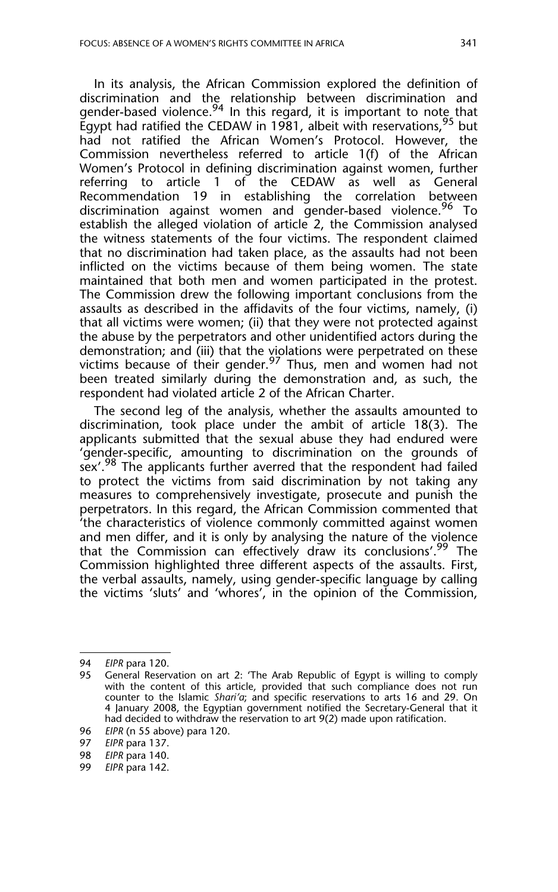In its analysis, the African Commission explored the definition of discrimination and the relationship between discrimination and gender-based violence.[94] In this regard, it is important to note that Egypt had ratified the CEDAW in 1981, albeit with reservations,[95] but had not ratified the African Women's Protocol. However, the Commission nevertheless referred to article 1(f) of the African Women's Protocol in defining discrimination against women, further referring to article 1 of the CEDAW as well as General Recommendation 19 in establishing the correlation between discrimination against women and gender-based violence.[96] To establish the alleged violation of article 2, the Commission analysed the witness statements of the four victims. The respondent claimed that no discrimination had taken place, as the assaults had not been inflicted on the victims because of them being women. The state maintained that both men and women participated in the protest. The Commission drew the following important conclusions from the assaults as described in the affidavits of the four victims, namely, (i) that all victims were women; (ii) that they were not protected against the abuse by the perpetrators and other unidentified actors during the demonstration; and (iii) that the violations were perpetrated on these victims because of their gender.[97] Thus, men and women had not been treated similarly during the demonstration and, as such, the respondent had violated article 2 of the African Charter.

The second leg of the analysis, whether the assaults amounted to discrimination, took place under the ambit of article 18(3). The applicants submitted that the sexual abuse they had endured were 'gender-specific, amounting to discrimination on the grounds of sex'.[98] The applicants further averred that the respondent had failed to protect the victims from said discrimination by not taking any measures to comprehensively investigate, prosecute and punish the perpetrators. In this regard, the African Commission commented that 'the characteristics of violence commonly committed against women and men differ, and it is only by analysing the nature of the violence that the Commission can effectively draw its conclusions'.[99] The Commission highlighted three different aspects of the assaults. First, the verbal assaults, namely, using gender-specific language by calling the victims 'sluts' and 'whores', in the opinion of the Commission,

---

94 *EIPR* para 120.

95 General Reservation on art 2: 'The Arab Republic of Egypt is willing to comply with the content of this article, provided that such compliance does not run counter to the Islamic *Shari'a*; and specific reservations to arts 16 and 29. On 4 January 2008, the Egyptian government notified the Secretary-General that it had decided to withdraw the reservation to art 9(2) made upon ratification.

96 *EIPR* (n 55 above) para 120.

97 *EIPR* para 137.

98 *EIPR* para 140.

99 *EIPR* para 142.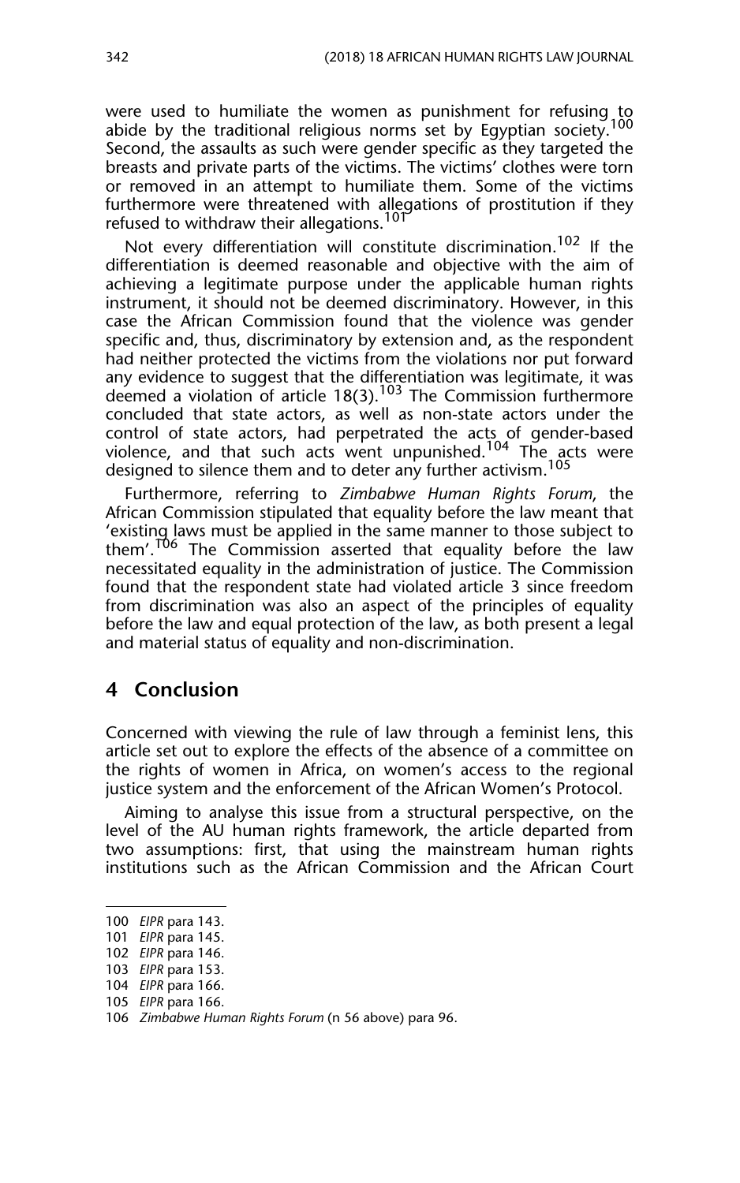were used to humiliate the women as punishment for refusing to abide by the traditional religious norms set by Egyptian society.[100] Second, the assaults as such were gender specific as they targeted the breasts and private parts of the victims. The victims' clothes were torn or removed in an attempt to humiliate them. Some of the victims furthermore were threatened with allegations of prostitution if they refused to withdraw their allegations.[101]

Not every differentiation will constitute discrimination.[102] If the differentiation is deemed reasonable and objective with the aim of achieving a legitimate purpose under the applicable human rights instrument, it should not be deemed discriminatory. However, in this case the African Commission found that the violence was gender specific and, thus, discriminatory by extension and, as the respondent had neither protected the victims from the violations nor put forward any evidence to suggest that the differentiation was legitimate, it was deemed a violation of article 18(3).[103] The Commission furthermore concluded that state actors, as well as non-state actors under the control of state actors, had perpetrated the acts of gender-based violence, and that such acts went unpunished.[104] The acts were designed to silence them and to deter any further activism.[105]

Furthermore, referring to *Zimbabwe Human Rights Forum*, the African Commission stipulated that equality before the law meant that 'existing laws must be applied in the same manner to those subject to them'.[106] The Commission asserted that equality before the law necessitated equality in the administration of justice. The Commission found that the respondent state had violated article 3 since freedom from discrimination was also an aspect of the principles of equality before the law and equal protection of the law, as both present a legal and material status of equality and non-discrimination.

## 4 Conclusion

Concerned with viewing the rule of law through a feminist lens, this article set out to explore the effects of the absence of a committee on the rights of women in Africa, on women's access to the regional justice system and the enforcement of the African Women's Protocol.

Aiming to analyse this issue from a structural perspective, on the level of the AU human rights framework, the article departed from two assumptions: first, that using the mainstream human rights institutions such as the African Commission and the African Court

---

100 *EIPR* para 143.
101 *EIPR* para 145.
102 *EIPR* para 146.
103 *EIPR* para 153.
104 *EIPR* para 166.
105 *EIPR* para 166.
106 *Zimbabwe Human Rights Forum* (n 56 above) para 96.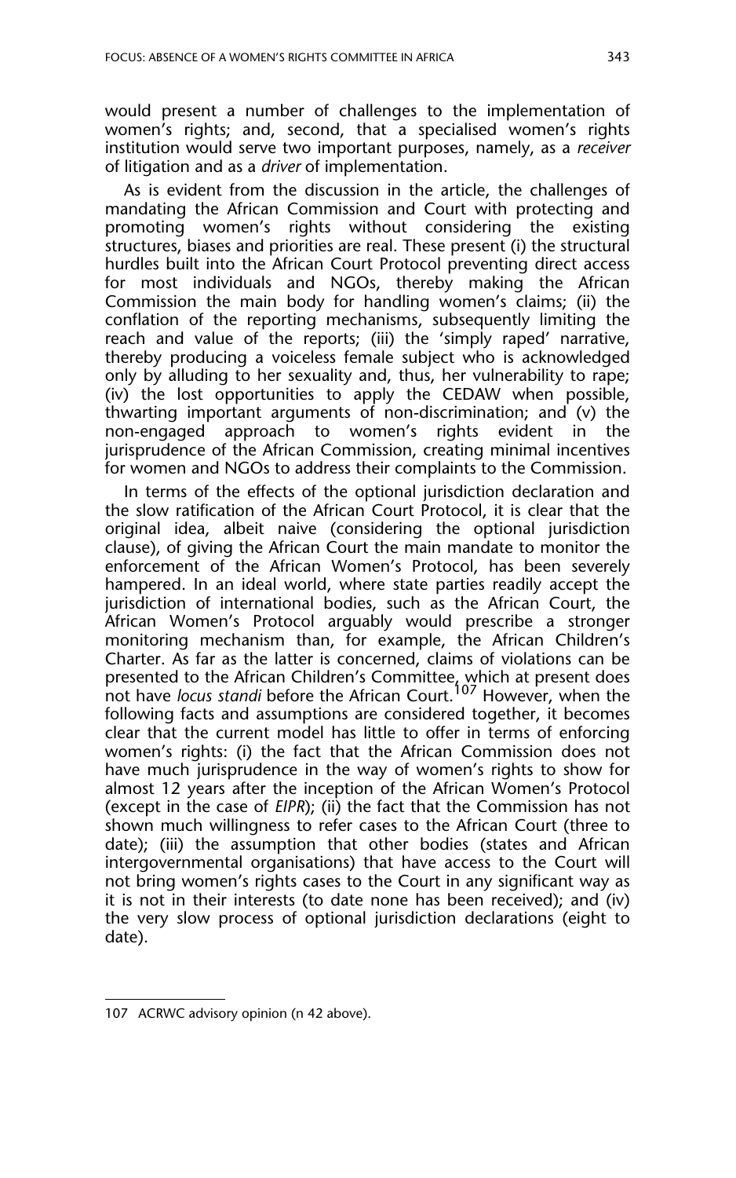would present a number of challenges to the implementation of women's rights; and, second, that a specialised women's rights institution would serve two important purposes, namely, as a *receiver* of litigation and as a *driver* of implementation.

As is evident from the discussion in the article, the challenges of mandating the African Commission and Court with protecting and promoting women's rights without considering the existing structures, biases and priorities are real. These present (i) the structural hurdles built into the African Court Protocol preventing direct access for most individuals and NGOs, thereby making the African Commission the main body for handling women's claims; (ii) the conflation of the reporting mechanisms, subsequently limiting the reach and value of the reports; (iii) the 'simply raped' narrative, thereby producing a voiceless female subject who is acknowledged only by alluding to her sexuality and, thus, her vulnerability to rape; (iv) the lost opportunities to apply the CEDAW when possible, thwarting important arguments of non-discrimination; and (v) the non-engaged approach to women's rights evident in the jurisprudence of the African Commission, creating minimal incentives for women and NGOs to address their complaints to the Commission.

In terms of the effects of the optional jurisdiction declaration and the slow ratification of the African Court Protocol, it is clear that the original idea, albeit naive (considering the optional jurisdiction clause), of giving the African Court the main mandate to monitor the enforcement of the African Women's Protocol, has been severely hampered. In an ideal world, where state parties readily accept the jurisdiction of international bodies, such as the African Court, the African Women's Protocol arguably would prescribe a stronger monitoring mechanism than, for example, the African Children's Charter. As far as the latter is concerned, claims of violations can be presented to the African Children's Committee, which at present does not have *locus standi* before the African Court.[107] However, when the following facts and assumptions are considered together, it becomes clear that the current model has little to offer in terms of enforcing women's rights: (i) the fact that the African Commission does not have much jurisprudence in the way of women's rights to show for almost 12 years after the inception of the African Women's Protocol (except in the case of *EIPR*); (ii) the fact that the Commission has not shown much willingness to refer cases to the African Court (three to date); (iii) the assumption that other bodies (states and African intergovernmental organisations) that have access to the Court will not bring women's rights cases to the Court in any significant way as it is not in their interests (to date none has been received); and (iv) the very slow process of optional jurisdiction declarations (eight to date).

---

107 ACRWC advisory opinion (n 42 above).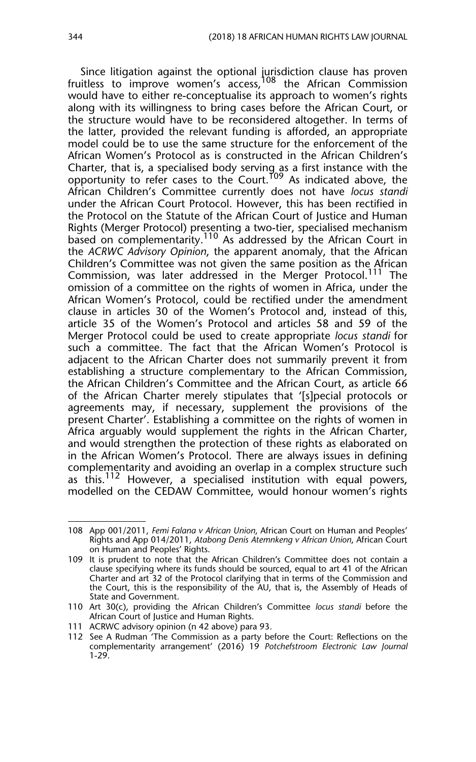Since litigation against the optional jurisdiction clause has proven fruitless to improve women's access,[108] the African Commission would have to either re-conceptualise its approach to women's rights along with its willingness to bring cases before the African Court, or the structure would have to be reconsidered altogether. In terms of the latter, provided the relevant funding is afforded, an appropriate model could be to use the same structure for the enforcement of the African Women's Protocol as is constructed in the African Children's Charter, that is, a specialised body serving as a first instance with the opportunity to refer cases to the Court.[109] As indicated above, the African Children's Committee currently does not have *locus standi* under the African Court Protocol. However, this has been rectified in the Protocol on the Statute of the African Court of Justice and Human Rights (Merger Protocol) presenting a two-tier, specialised mechanism based on complementarity.[110] As addressed by the African Court in the *ACRWC Advisory Opinion*, the apparent anomaly, that the African Children's Committee was not given the same position as the African Commission, was later addressed in the Merger Protocol.[111] The omission of a committee on the rights of women in Africa, under the African Women's Protocol, could be rectified under the amendment clause in articles 30 of the Women's Protocol and, instead of this, article 35 of the Women's Protocol and articles 58 and 59 of the Merger Protocol could be used to create appropriate *locus standi* for such a committee. The fact that the African Women's Protocol is adjacent to the African Charter does not summarily prevent it from establishing a structure complementary to the African Commission, the African Children's Committee and the African Court, as article 66 of the African Charter merely stipulates that '[s]pecial protocols or agreements may, if necessary, supplement the provisions of the present Charter'. Establishing a committee on the rights of women in Africa arguably would supplement the rights in the African Charter, and would strengthen the protection of these rights as elaborated on in the African Women's Protocol. There are always issues in defining complementarity and avoiding an overlap in a complex structure such as this.[112] However, a specialised institution with equal powers, modelled on the CEDAW Committee, would honour women's rights

---

108 App 001/2011, *Femi Falana v African Union*, African Court on Human and Peoples' Rights and App 014/2011, *Atabong Denis Atemnkeng v African Union*, African Court on Human and Peoples' Rights.

109 It is prudent to note that the African Children's Committee does not contain a clause specifying where its funds should be sourced, equal to art 41 of the African Charter and art 32 of the Protocol clarifying that in terms of the Commission and the Court, this is the responsibility of the AU, that is, the Assembly of Heads of State and Government.

110 Art 30(c), providing the African Children's Committee *locus standi* before the African Court of Justice and Human Rights.

111 ACRWC advisory opinion (n 42 above) para 93.

112 See A Rudman 'The Commission as a party before the Court: Reflections on the complementarity arrangement' (2016) 19 *Potchefstroom Electronic Law Journal* 1-29.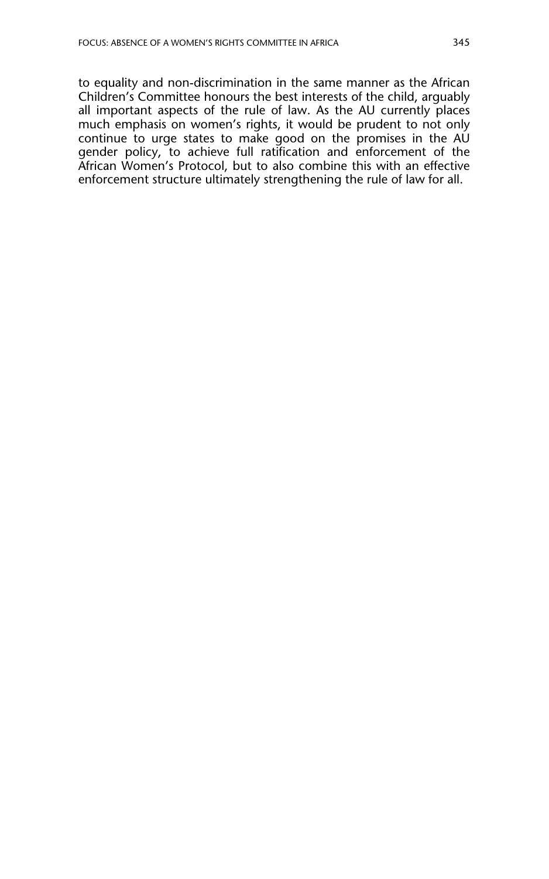to equality and non-discrimination in the same manner as the African Children's Committee honours the best interests of the child, arguably all important aspects of the rule of law. As the AU currently places much emphasis on women's rights, it would be prudent to not only continue to urge states to make good on the promises in the AU gender policy, to achieve full ratification and enforcement of the African Women's Protocol, but to also combine this with an effective enforcement structure ultimately strengthening the rule of law for all.